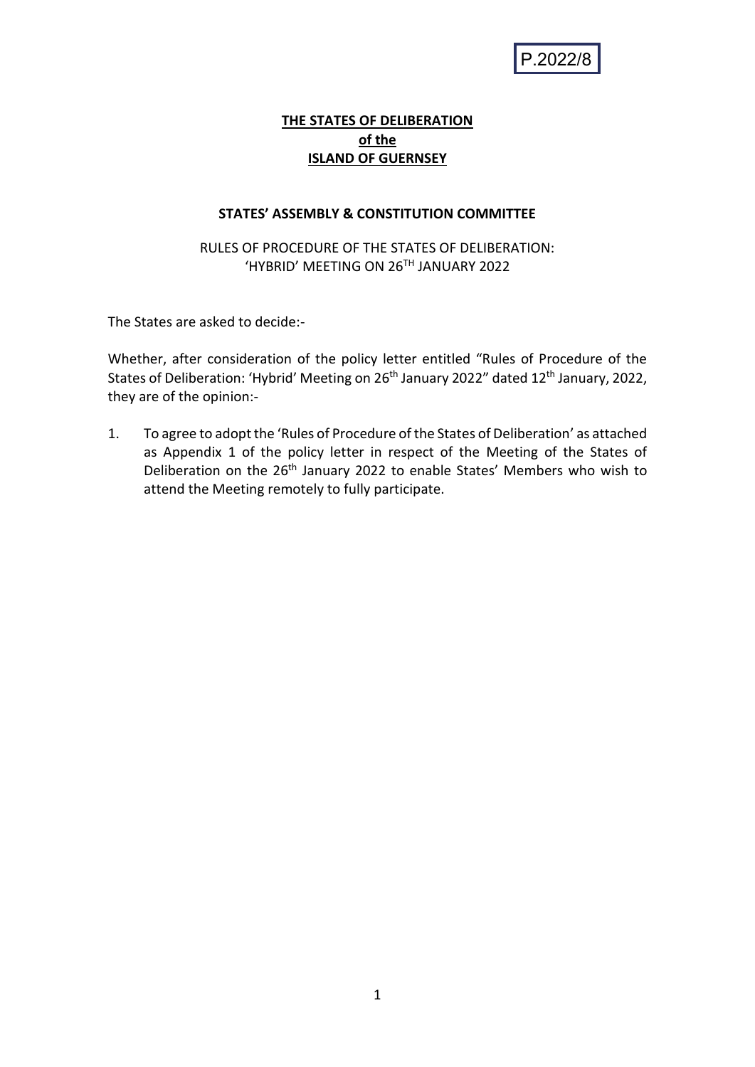P.2022/8

**THE STATES OF DELIBERATION**
**of the**
**ISLAND OF GUERNSEY**

**STATES' ASSEMBLY & CONSTITUTION COMMITTEE**

RULES OF PROCEDURE OF THE STATES OF DELIBERATION:
'HYBRID' MEETING ON 26TH JANUARY 2022

The States are asked to decide:-

Whether, after consideration of the policy letter entitled "Rules of Procedure of the States of Deliberation: 'Hybrid' Meeting on 26th January 2022" dated 12th January, 2022, they are of the opinion:-

1. To agree to adopt the 'Rules of Procedure of the States of Deliberation' as attached as Appendix 1 of the policy letter in respect of the Meeting of the States of Deliberation on the 26th January 2022 to enable States' Members who wish to attend the Meeting remotely to fully participate.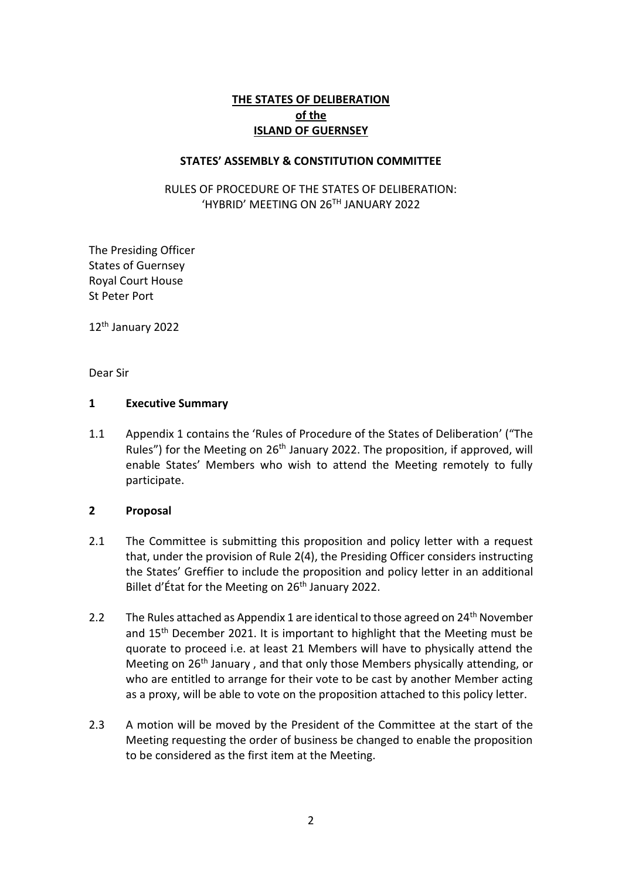# THE STATES OF DELIBERATION
## of the
## ISLAND OF GUERNSEY

**STATES' ASSEMBLY & CONSTITUTION COMMITTEE**

RULES OF PROCEDURE OF THE STATES OF DELIBERATION:
'HYBRID' MEETING ON 26[TH] JANUARY 2022

The Presiding Officer
States of Guernsey
Royal Court House
St Peter Port

12[th] January 2022

Dear Sir

## 1 Executive Summary

1.1 Appendix 1 contains the 'Rules of Procedure of the States of Deliberation' ("The Rules") for the Meeting on 26[th] January 2022. The proposition, if approved, will enable States' Members who wish to attend the Meeting remotely to fully participate.

## 2 Proposal

2.1 The Committee is submitting this proposition and policy letter with a request that, under the provision of Rule 2(4), the Presiding Officer considers instructing the States' Greffier to include the proposition and policy letter in an additional Billet d'État for the Meeting on 26[th] January 2022.

2.2 The Rules attached as Appendix 1 are identical to those agreed on 24[th] November and 15[th] December 2021. It is important to highlight that the Meeting must be quorate to proceed i.e. at least 21 Members will have to physically attend the Meeting on 26[th] January , and that only those Members physically attending, or who are entitled to arrange for their vote to be cast by another Member acting as a proxy, will be able to vote on the proposition attached to this policy letter.

2.3 A motion will be moved by the President of the Committee at the start of the Meeting requesting the order of business be changed to enable the proposition to be considered as the first item at the Meeting.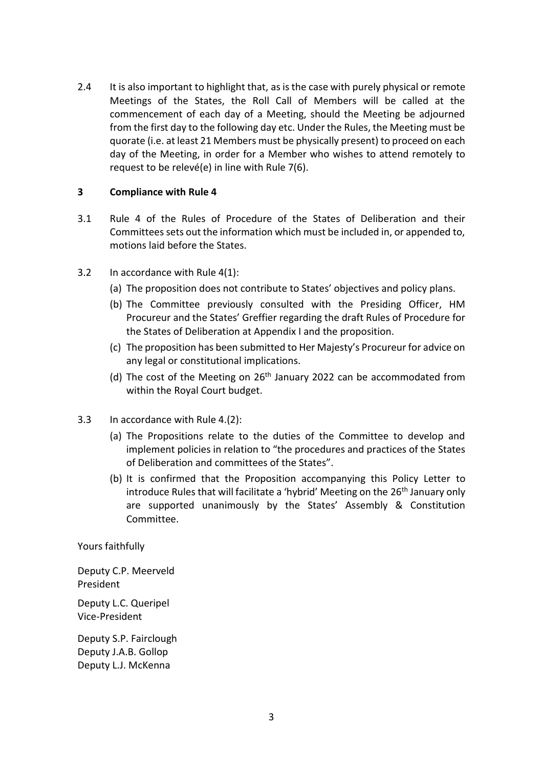2.4 It is also important to highlight that, as is the case with purely physical or remote Meetings of the States, the Roll Call of Members will be called at the commencement of each day of a Meeting, should the Meeting be adjourned from the first day to the following day etc. Under the Rules, the Meeting must be quorate (i.e. at least 21 Members must be physically present) to proceed on each day of the Meeting, in order for a Member who wishes to attend remotely to request to be relevé(e) in line with Rule 7(6).

## 3 Compliance with Rule 4

3.1 Rule 4 of the Rules of Procedure of the States of Deliberation and their Committees sets out the information which must be included in, or appended to, motions laid before the States.

3.2 In accordance with Rule 4(1):

(a) The proposition does not contribute to States' objectives and policy plans.

(b) The Committee previously consulted with the Presiding Officer, HM Procureur and the States' Greffier regarding the draft Rules of Procedure for the States of Deliberation at Appendix I and the proposition.

(c) The proposition has been submitted to Her Majesty's Procureur for advice on any legal or constitutional implications.

(d) The cost of the Meeting on 26th January 2022 can be accommodated from within the Royal Court budget.

3.3 In accordance with Rule 4.(2):

(a) The Propositions relate to the duties of the Committee to develop and implement policies in relation to "the procedures and practices of the States of Deliberation and committees of the States".

(b) It is confirmed that the Proposition accompanying this Policy Letter to introduce Rules that will facilitate a 'hybrid' Meeting on the 26th January only are supported unanimously by the States' Assembly & Constitution Committee.

Yours faithfully

Deputy C.P. Meerveld
President

Deputy L.C. Queripel
Vice-President

Deputy S.P. Fairclough
Deputy J.A.B. Gollop
Deputy L.J. McKenna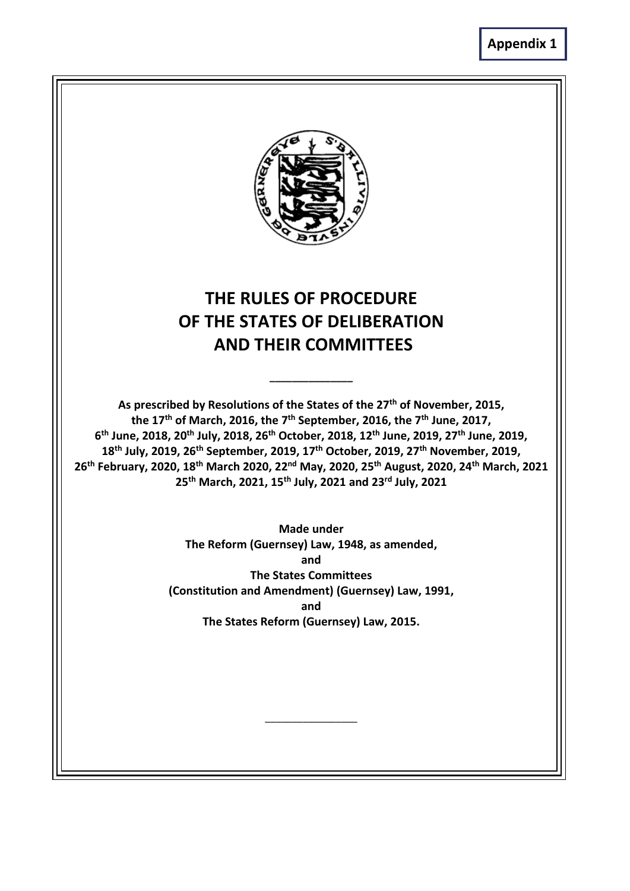**Appendix 1**

# THE RULES OF PROCEDURE OF THE STATES OF DELIBERATION AND THEIR COMMITTEES

---

**As prescribed by Resolutions of the States of the 27th of November, 2015, the 17th of March, 2016, the 7th September, 2016, the 7th June, 2017, 6th June, 2018, 20th July, 2018, 26th October, 2018, 12th June, 2019, 27th June, 2019, 18th July, 2019, 26th September, 2019, 17th October, 2019, 27th November, 2019, 26th February, 2020, 18th March 2020, 22nd May, 2020, 25th August, 2020, 24th March, 2021 25th March, 2021, 15th July, 2021 and 23rd July, 2021**

**Made under**
**The Reform (Guernsey) Law, 1948, as amended,**
**and**
**The States Committees**
**(Constitution and Amendment) (Guernsey) Law, 1991,**
**and**
**The States Reform (Guernsey) Law, 2015.**

---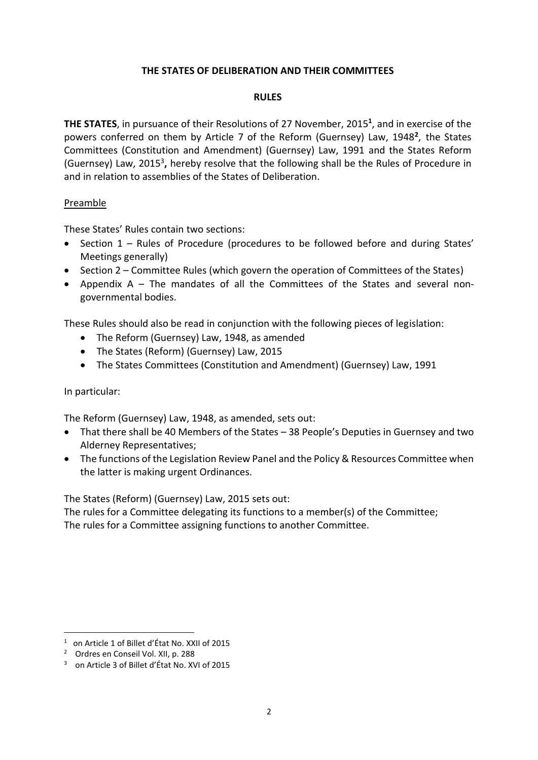**THE STATES OF DELIBERATION AND THEIR COMMITTEES**

**RULES**

**THE STATES**, in pursuance of their Resolutions of 27 November, 2015[1], and in exercise of the powers conferred on them by Article 7 of the Reform (Guernsey) Law, 1948[2], the States Committees (Constitution and Amendment) (Guernsey) Law, 1991 and the States Reform (Guernsey) Law, 2015[3]**,** hereby resolve that the following shall be the Rules of Procedure in and in relation to assemblies of the States of Deliberation.

Preamble

These States' Rules contain two sections:

- Section 1 – Rules of Procedure (procedures to be followed before and during States' Meetings generally)
- Section 2 – Committee Rules (which govern the operation of Committees of the States)
- Appendix A – The mandates of all the Committees of the States and several non-governmental bodies.

These Rules should also be read in conjunction with the following pieces of legislation:

- The Reform (Guernsey) Law, 1948, as amended
- The States (Reform) (Guernsey) Law, 2015
- The States Committees (Constitution and Amendment) (Guernsey) Law, 1991

In particular:

The Reform (Guernsey) Law, 1948, as amended, sets out:

- That there shall be 40 Members of the States – 38 People's Deputies in Guernsey and two Alderney Representatives;
- The functions of the Legislation Review Panel and the Policy & Resources Committee when the latter is making urgent Ordinances.

The States (Reform) (Guernsey) Law, 2015 sets out:
The rules for a Committee delegating its functions to a member(s) of the Committee;
The rules for a Committee assigning functions to another Committee.

[1] on Article 1 of Billet d'État No. XXII of 2015

[2] Ordres en Conseil Vol. XII, p. 288

[3] on Article 3 of Billet d'État No. XVI of 2015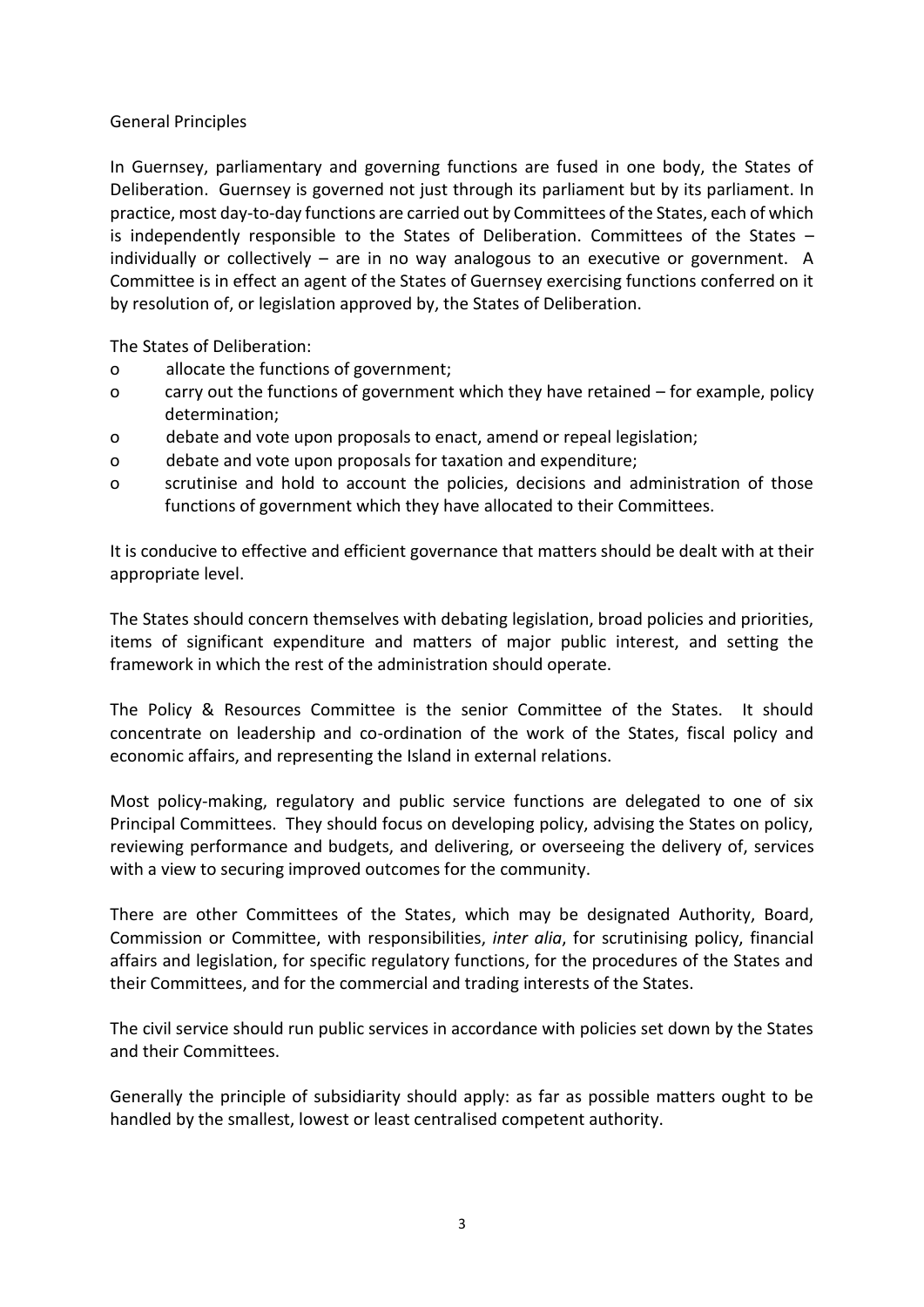## General Principles

In Guernsey, parliamentary and governing functions are fused in one body, the States of Deliberation. Guernsey is governed not just through its parliament but by its parliament. In practice, most day-to-day functions are carried out by Committees of the States, each of which is independently responsible to the States of Deliberation. Committees of the States – individually or collectively – are in no way analogous to an executive or government. A Committee is in effect an agent of the States of Guernsey exercising functions conferred on it by resolution of, or legislation approved by, the States of Deliberation.

The States of Deliberation:

- allocate the functions of government;
- carry out the functions of government which they have retained – for example, policy determination;
- debate and vote upon proposals to enact, amend or repeal legislation;
- debate and vote upon proposals for taxation and expenditure;
- scrutinise and hold to account the policies, decisions and administration of those functions of government which they have allocated to their Committees.

It is conducive to effective and efficient governance that matters should be dealt with at their appropriate level.

The States should concern themselves with debating legislation, broad policies and priorities, items of significant expenditure and matters of major public interest, and setting the framework in which the rest of the administration should operate.

The Policy & Resources Committee is the senior Committee of the States. It should concentrate on leadership and co-ordination of the work of the States, fiscal policy and economic affairs, and representing the Island in external relations.

Most policy-making, regulatory and public service functions are delegated to one of six Principal Committees. They should focus on developing policy, advising the States on policy, reviewing performance and budgets, and delivering, or overseeing the delivery of, services with a view to securing improved outcomes for the community.

There are other Committees of the States, which may be designated Authority, Board, Commission or Committee, with responsibilities, *inter alia*, for scrutinising policy, financial affairs and legislation, for specific regulatory functions, for the procedures of the States and their Committees, and for the commercial and trading interests of the States.

The civil service should run public services in accordance with policies set down by the States and their Committees.

Generally the principle of subsidiarity should apply: as far as possible matters ought to be handled by the smallest, lowest or least centralised competent authority.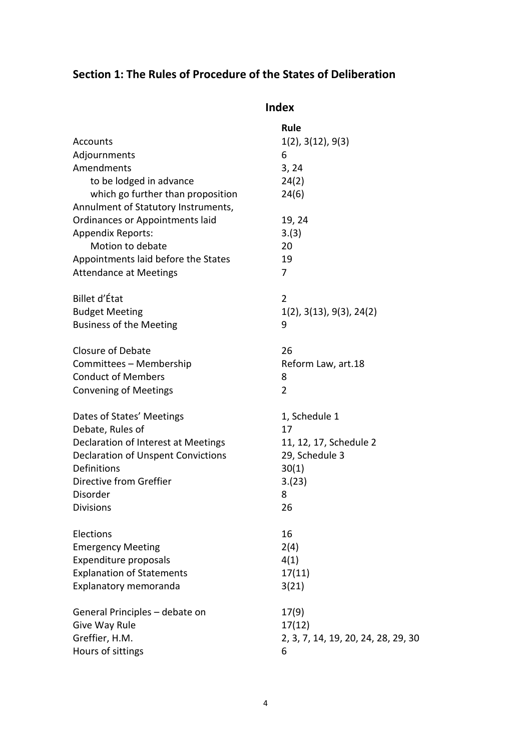## Section 1: The Rules of Procedure of the States of Deliberation

### Index

| | Rule |
|---|---|
| Accounts | 1(2), 3(12), 9(3) |
| Adjournments | 6 |
| Amendments | 3, 24 |
| &nbsp;&nbsp;&nbsp;&nbsp;to be lodged in advance | 24(2) |
| &nbsp;&nbsp;&nbsp;&nbsp;which go further than proposition | 24(6) |
| Annulment of Statutory Instruments, Ordinances or Appointments laid | 19, 24 |
| Appendix Reports: | 3.(3) |
| &nbsp;&nbsp;&nbsp;&nbsp;Motion to debate | 20 |
| Appointments laid before the States | 19 |
| Attendance at Meetings | 7 |
| | |
| Billet d'État | 2 |
| Budget Meeting | 1(2), 3(13), 9(3), 24(2) |
| Business of the Meeting | 9 |
| | |
| Closure of Debate | 26 |
| Committees – Membership | Reform Law, art.18 |
| Conduct of Members | 8 |
| Convening of Meetings | 2 |
| | |
| Dates of States' Meetings | 1, Schedule 1 |
| Debate, Rules of | 17 |
| Declaration of Interest at Meetings | 11, 12, 17, Schedule 2 |
| Declaration of Unspent Convictions | 29, Schedule 3 |
| Definitions | 30(1) |
| Directive from Greffier | 3.(23) |
| Disorder | 8 |
| Divisions | 26 |
| | |
| Elections | 16 |
| Emergency Meeting | 2(4) |
| Expenditure proposals | 4(1) |
| Explanation of Statements | 17(11) |
| Explanatory memoranda | 3(21) |
| | |
| General Principles – debate on | 17(9) |
| Give Way Rule | 17(12) |
| Greffier, H.M. | 2, 3, 7, 14, 19, 20, 24, 28, 29, 30 |
| Hours of sittings | 6 |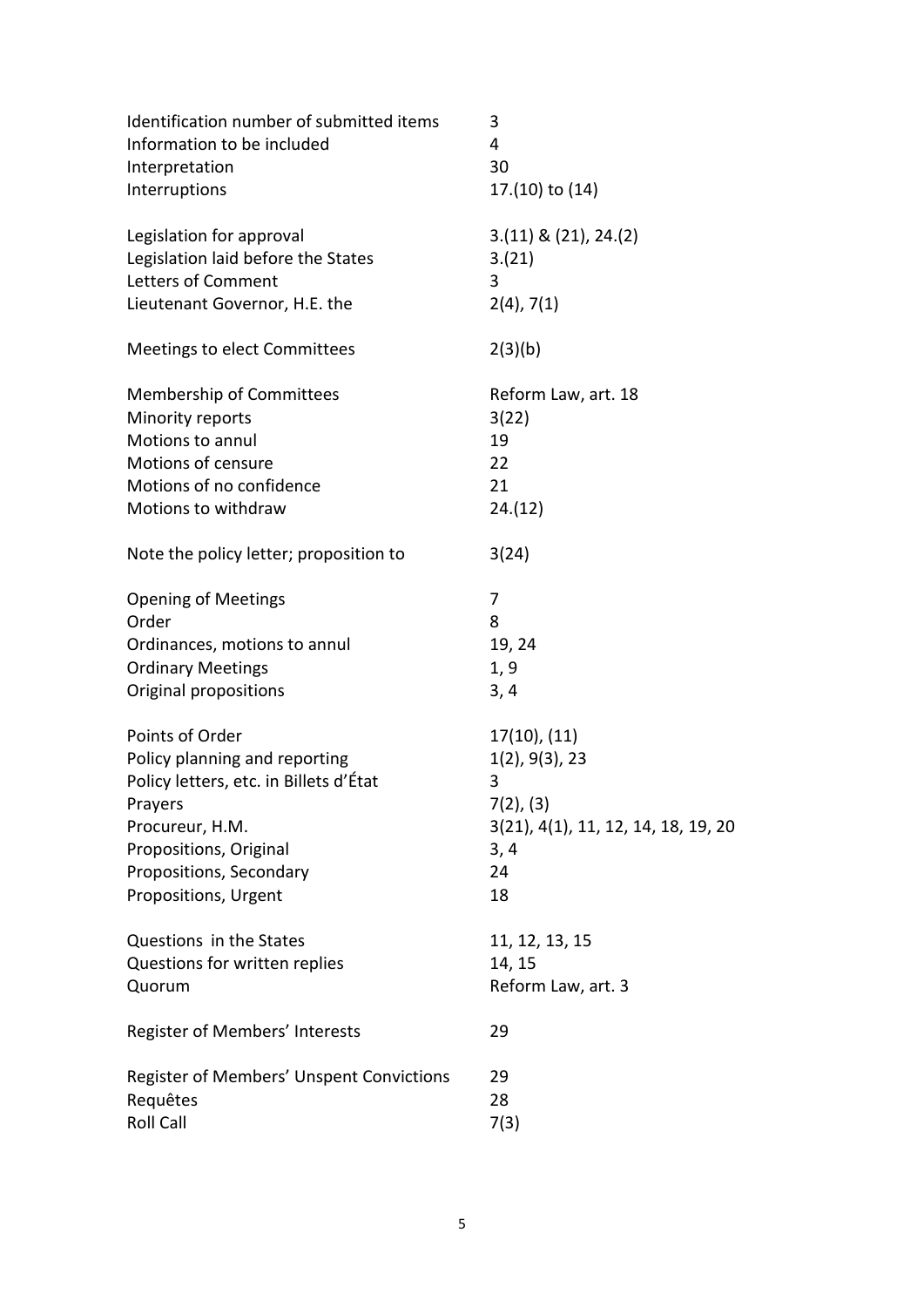| | |
|---|---|
| Identification number of submitted items | 3 |
| Information to be included | 4 |
| Interpretation | 30 |
| Interruptions | 17.(10) to (14) |
| | |
| Legislation for approval | 3.(11) & (21), 24.(2) |
| Legislation laid before the States | 3.(21) |
| Letters of Comment | 3 |
| Lieutenant Governor, H.E. the | 2(4), 7(1) |
| | |
| Meetings to elect Committees | 2(3)(b) |
| | |
| Membership of Committees | Reform Law, art. 18 |
| Minority reports | 3(22) |
| Motions to annul | 19 |
| Motions of censure | 22 |
| Motions of no confidence | 21 |
| Motions to withdraw | 24.(12) |
| | |
| Note the policy letter; proposition to | 3(24) |
| | |
| Opening of Meetings | 7 |
| Order | 8 |
| Ordinances, motions to annul | 19, 24 |
| Ordinary Meetings | 1, 9 |
| Original propositions | 3, 4 |
| | |
| Points of Order | 17(10), (11) |
| Policy planning and reporting | 1(2), 9(3), 23 |
| Policy letters, etc. in Billets d'État | 3 |
| Prayers | 7(2), (3) |
| Procureur, H.M. | 3(21), 4(1), 11, 12, 14, 18, 19, 20 |
| Propositions, Original | 3, 4 |
| Propositions, Secondary | 24 |
| Propositions, Urgent | 18 |
| | |
| Questions in the States | 11, 12, 13, 15 |
| Questions for written replies | 14, 15 |
| Quorum | Reform Law, art. 3 |
| | |
| Register of Members' Interests | 29 |
| | |
| Register of Members' Unspent Convictions | 29 |
| Requêtes | 28 |
| Roll Call | 7(3) |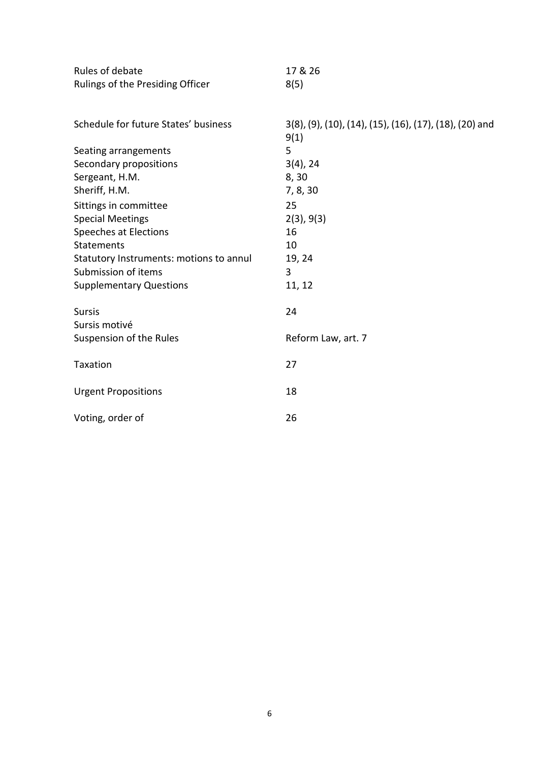| | |
|---|---|
| Rules of debate | 17 & 26 |
| Rulings of the Presiding Officer | 8(5) |
| | |
| Schedule for future States' business | 3(8), (9), (10), (14), (15), (16), (17), (18), (20) and 9(1) |
| Seating arrangements | 5 |
| Secondary propositions | 3(4), 24 |
| Sergeant, H.M. | 8, 30 |
| Sheriff, H.M. | 7, 8, 30 |
| Sittings in committee | 25 |
| Special Meetings | 2(3), 9(3) |
| Speeches at Elections | 16 |
| Statements | 10 |
| Statutory Instruments: motions to annul | 19, 24 |
| Submission of items | 3 |
| Supplementary Questions | 11, 12 |
| | |
| Sursis | 24 |
| Sursis motivé | |
| Suspension of the Rules | Reform Law, art. 7 |
| | |
| Taxation | 27 |
| | |
| Urgent Propositions | 18 |
| | |
| Voting, order of | 26 |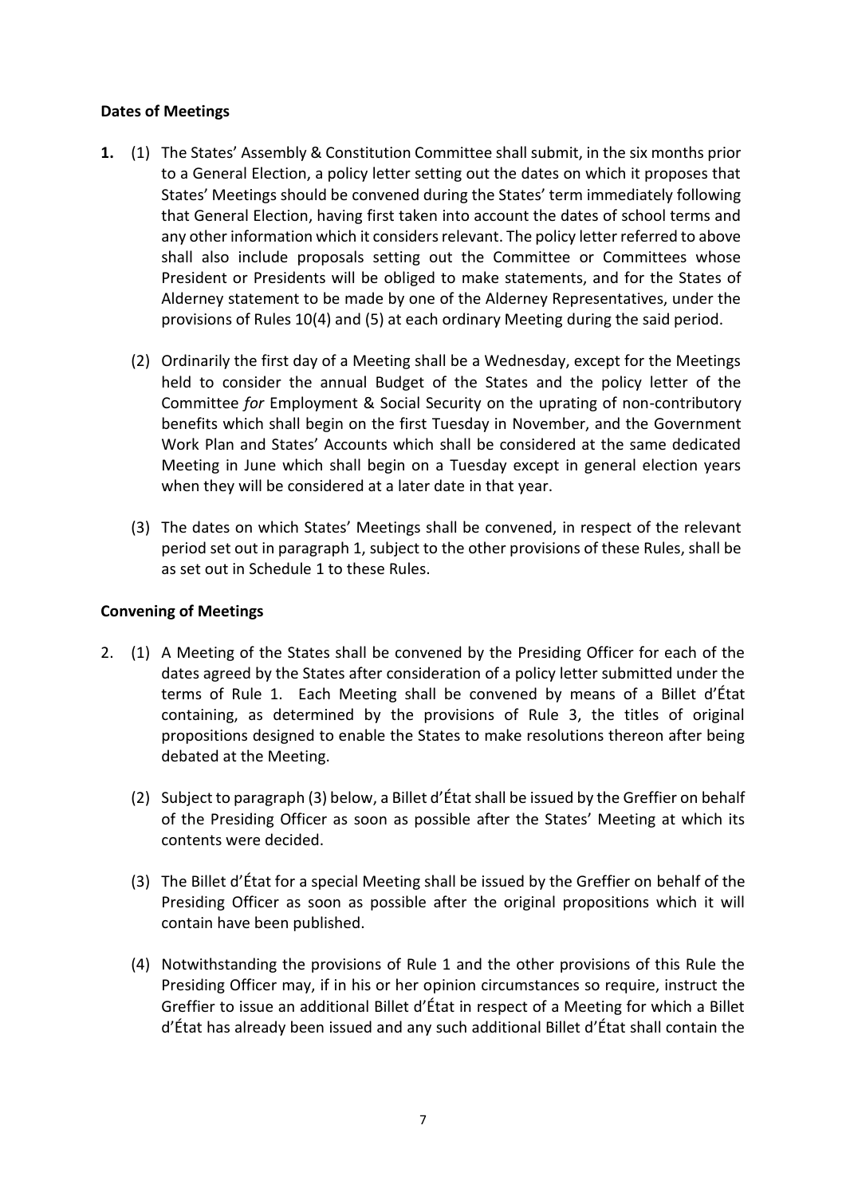**Dates of Meetings**

**1.** (1) The States' Assembly & Constitution Committee shall submit, in the six months prior to a General Election, a policy letter setting out the dates on which it proposes that States' Meetings should be convened during the States' term immediately following that General Election, having first taken into account the dates of school terms and any other information which it considers relevant. The policy letter referred to above shall also include proposals setting out the Committee or Committees whose President or Presidents will be obliged to make statements, and for the States of Alderney statement to be made by one of the Alderney Representatives, under the provisions of Rules 10(4) and (5) at each ordinary Meeting during the said period.

(2) Ordinarily the first day of a Meeting shall be a Wednesday, except for the Meetings held to consider the annual Budget of the States and the policy letter of the Committee *for* Employment & Social Security on the uprating of non-contributory benefits which shall begin on the first Tuesday in November, and the Government Work Plan and States' Accounts which shall be considered at the same dedicated Meeting in June which shall begin on a Tuesday except in general election years when they will be considered at a later date in that year.

(3) The dates on which States' Meetings shall be convened, in respect of the relevant period set out in paragraph 1, subject to the other provisions of these Rules, shall be as set out in Schedule 1 to these Rules.

**Convening of Meetings**

2. (1) A Meeting of the States shall be convened by the Presiding Officer for each of the dates agreed by the States after consideration of a policy letter submitted under the terms of Rule 1. Each Meeting shall be convened by means of a Billet d'État containing, as determined by the provisions of Rule 3, the titles of original propositions designed to enable the States to make resolutions thereon after being debated at the Meeting.

(2) Subject to paragraph (3) below, a Billet d'État shall be issued by the Greffier on behalf of the Presiding Officer as soon as possible after the States' Meeting at which its contents were decided.

(3) The Billet d'État for a special Meeting shall be issued by the Greffier on behalf of the Presiding Officer as soon as possible after the original propositions which it will contain have been published.

(4) Notwithstanding the provisions of Rule 1 and the other provisions of this Rule the Presiding Officer may, if in his or her opinion circumstances so require, instruct the Greffier to issue an additional Billet d'État in respect of a Meeting for which a Billet d'État has already been issued and any such additional Billet d'État shall contain the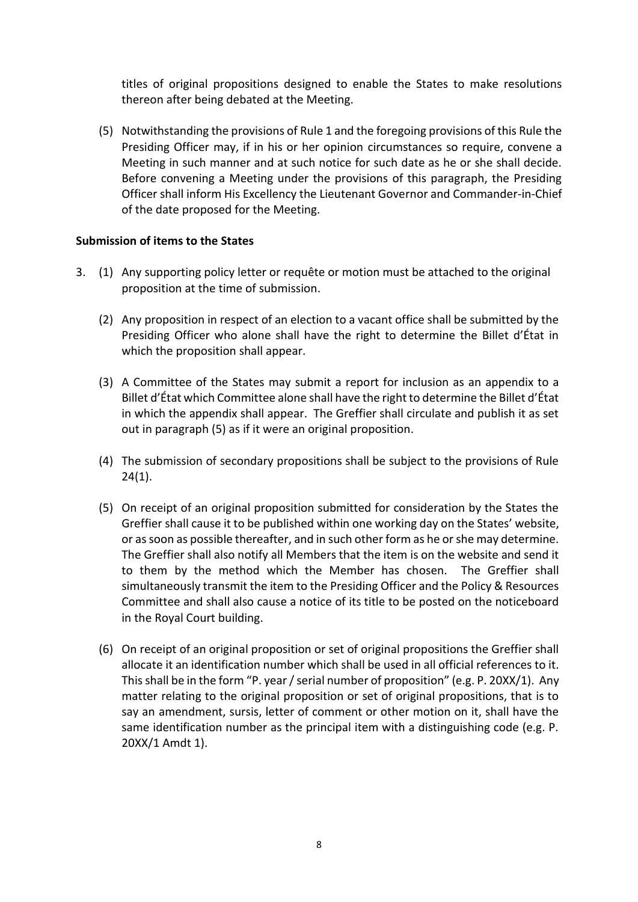titles of original propositions designed to enable the States to make resolutions thereon after being debated at the Meeting.

(5) Notwithstanding the provisions of Rule 1 and the foregoing provisions of this Rule the Presiding Officer may, if in his or her opinion circumstances so require, convene a Meeting in such manner and at such notice for such date as he or she shall decide. Before convening a Meeting under the provisions of this paragraph, the Presiding Officer shall inform His Excellency the Lieutenant Governor and Commander-in-Chief of the date proposed for the Meeting.

**Submission of items to the States**

3. (1) Any supporting policy letter or requête or motion must be attached to the original proposition at the time of submission.

(2) Any proposition in respect of an election to a vacant office shall be submitted by the Presiding Officer who alone shall have the right to determine the Billet d'État in which the proposition shall appear.

(3) A Committee of the States may submit a report for inclusion as an appendix to a Billet d'État which Committee alone shall have the right to determine the Billet d'État in which the appendix shall appear. The Greffier shall circulate and publish it as set out in paragraph (5) as if it were an original proposition.

(4) The submission of secondary propositions shall be subject to the provisions of Rule 24(1).

(5) On receipt of an original proposition submitted for consideration by the States the Greffier shall cause it to be published within one working day on the States' website, or as soon as possible thereafter, and in such other form as he or she may determine. The Greffier shall also notify all Members that the item is on the website and send it to them by the method which the Member has chosen. The Greffier shall simultaneously transmit the item to the Presiding Officer and the Policy & Resources Committee and shall also cause a notice of its title to be posted on the noticeboard in the Royal Court building.

(6) On receipt of an original proposition or set of original propositions the Greffier shall allocate it an identification number which shall be used in all official references to it. This shall be in the form "P. year / serial number of proposition" (e.g. P. 20XX/1). Any matter relating to the original proposition or set of original propositions, that is to say an amendment, sursis, letter of comment or other motion on it, shall have the same identification number as the principal item with a distinguishing code (e.g. P. 20XX/1 Amdt 1).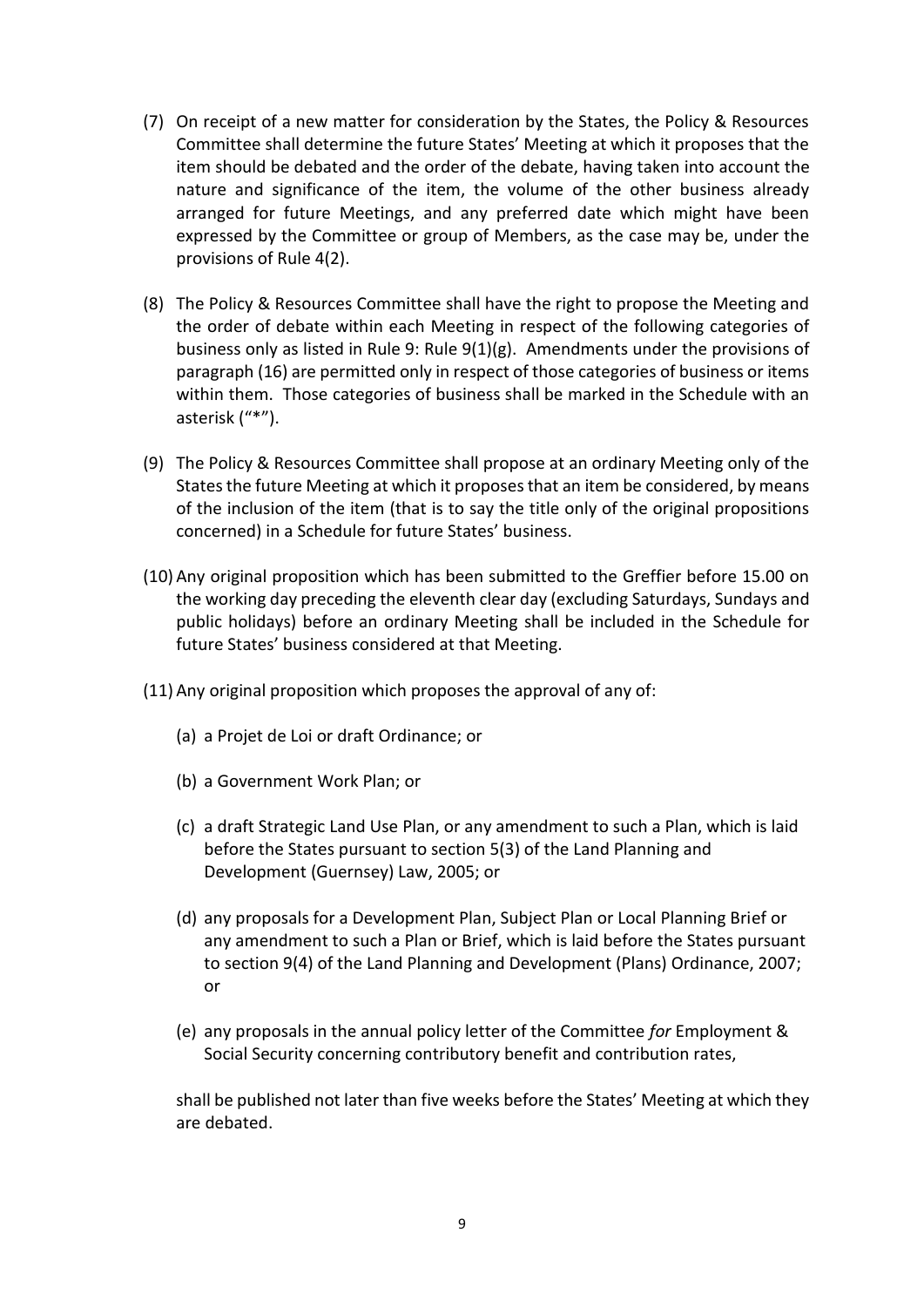(7) On receipt of a new matter for consideration by the States, the Policy & Resources Committee shall determine the future States' Meeting at which it proposes that the item should be debated and the order of the debate, having taken into account the nature and significance of the item, the volume of the other business already arranged for future Meetings, and any preferred date which might have been expressed by the Committee or group of Members, as the case may be, under the provisions of Rule 4(2).

(8) The Policy & Resources Committee shall have the right to propose the Meeting and the order of debate within each Meeting in respect of the following categories of business only as listed in Rule 9: Rule 9(1)(g). Amendments under the provisions of paragraph (16) are permitted only in respect of those categories of business or items within them. Those categories of business shall be marked in the Schedule with an asterisk ("*").

(9) The Policy & Resources Committee shall propose at an ordinary Meeting only of the States the future Meeting at which it proposes that an item be considered, by means of the inclusion of the item (that is to say the title only of the original propositions concerned) in a Schedule for future States' business.

(10) Any original proposition which has been submitted to the Greffier before 15.00 on the working day preceding the eleventh clear day (excluding Saturdays, Sundays and public holidays) before an ordinary Meeting shall be included in the Schedule for future States' business considered at that Meeting.

(11) Any original proposition which proposes the approval of any of:

(a) a Projet de Loi or draft Ordinance; or

(b) a Government Work Plan; or

(c) a draft Strategic Land Use Plan, or any amendment to such a Plan, which is laid before the States pursuant to section 5(3) of the Land Planning and Development (Guernsey) Law, 2005; or

(d) any proposals for a Development Plan, Subject Plan or Local Planning Brief or any amendment to such a Plan or Brief, which is laid before the States pursuant to section 9(4) of the Land Planning and Development (Plans) Ordinance, 2007; or

(e) any proposals in the annual policy letter of the Committee *for* Employment & Social Security concerning contributory benefit and contribution rates,

shall be published not later than five weeks before the States' Meeting at which they are debated.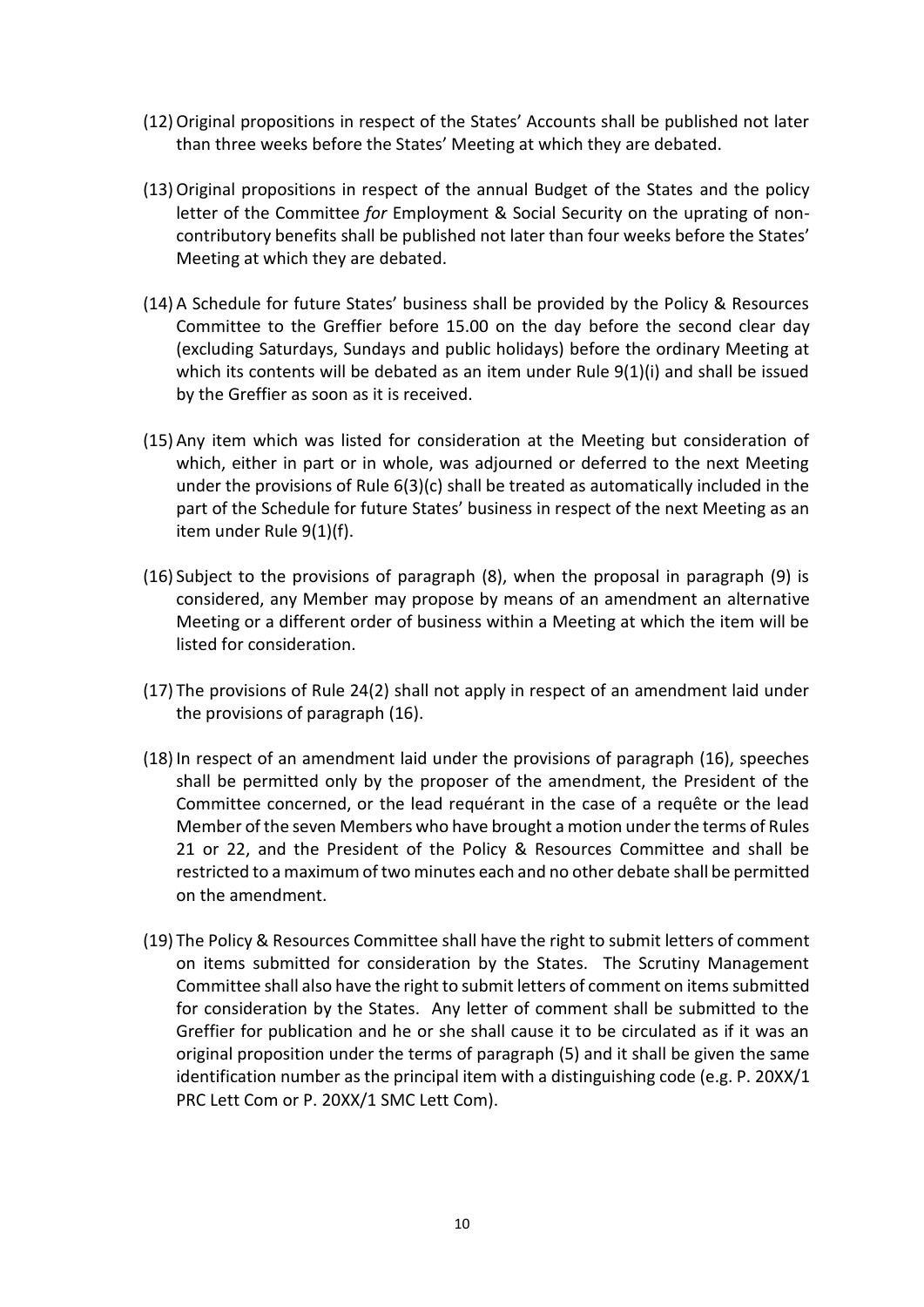(12) Original propositions in respect of the States' Accounts shall be published not later than three weeks before the States' Meeting at which they are debated.

(13) Original propositions in respect of the annual Budget of the States and the policy letter of the Committee *for* Employment & Social Security on the uprating of non-contributory benefits shall be published not later than four weeks before the States' Meeting at which they are debated.

(14) A Schedule for future States' business shall be provided by the Policy & Resources Committee to the Greffier before 15.00 on the day before the second clear day (excluding Saturdays, Sundays and public holidays) before the ordinary Meeting at which its contents will be debated as an item under Rule 9(1)(i) and shall be issued by the Greffier as soon as it is received.

(15) Any item which was listed for consideration at the Meeting but consideration of which, either in part or in whole, was adjourned or deferred to the next Meeting under the provisions of Rule 6(3)(c) shall be treated as automatically included in the part of the Schedule for future States' business in respect of the next Meeting as an item under Rule 9(1)(f).

(16) Subject to the provisions of paragraph (8), when the proposal in paragraph (9) is considered, any Member may propose by means of an amendment an alternative Meeting or a different order of business within a Meeting at which the item will be listed for consideration.

(17) The provisions of Rule 24(2) shall not apply in respect of an amendment laid under the provisions of paragraph (16).

(18) In respect of an amendment laid under the provisions of paragraph (16), speeches shall be permitted only by the proposer of the amendment, the President of the Committee concerned, or the lead requérant in the case of a requête or the lead Member of the seven Members who have brought a motion under the terms of Rules 21 or 22, and the President of the Policy & Resources Committee and shall be restricted to a maximum of two minutes each and no other debate shall be permitted on the amendment.

(19) The Policy & Resources Committee shall have the right to submit letters of comment on items submitted for consideration by the States. The Scrutiny Management Committee shall also have the right to submit letters of comment on items submitted for consideration by the States. Any letter of comment shall be submitted to the Greffier for publication and he or she shall cause it to be circulated as if it was an original proposition under the terms of paragraph (5) and it shall be given the same identification number as the principal item with a distinguishing code (e.g. P. 20XX/1 PRC Lett Com or P. 20XX/1 SMC Lett Com).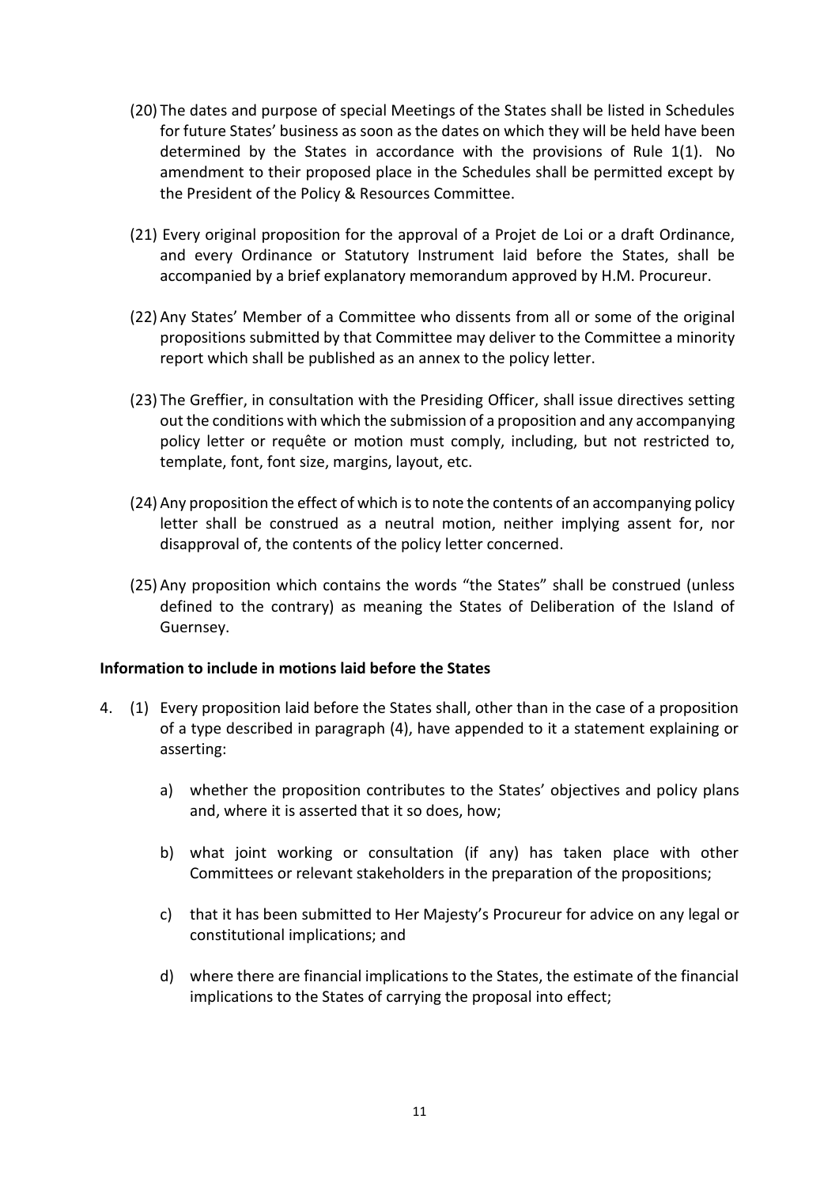(20) The dates and purpose of special Meetings of the States shall be listed in Schedules for future States' business as soon as the dates on which they will be held have been determined by the States in accordance with the provisions of Rule 1(1). No amendment to their proposed place in the Schedules shall be permitted except by the President of the Policy & Resources Committee.

(21) Every original proposition for the approval of a Projet de Loi or a draft Ordinance, and every Ordinance or Statutory Instrument laid before the States, shall be accompanied by a brief explanatory memorandum approved by H.M. Procureur.

(22) Any States' Member of a Committee who dissents from all or some of the original propositions submitted by that Committee may deliver to the Committee a minority report which shall be published as an annex to the policy letter.

(23) The Greffier, in consultation with the Presiding Officer, shall issue directives setting out the conditions with which the submission of a proposition and any accompanying policy letter or requête or motion must comply, including, but not restricted to, template, font, font size, margins, layout, etc.

(24) Any proposition the effect of which is to note the contents of an accompanying policy letter shall be construed as a neutral motion, neither implying assent for, nor disapproval of, the contents of the policy letter concerned.

(25) Any proposition which contains the words "the States" shall be construed (unless defined to the contrary) as meaning the States of Deliberation of the Island of Guernsey.

**Information to include in motions laid before the States**

4. (1) Every proposition laid before the States shall, other than in the case of a proposition of a type described in paragraph (4), have appended to it a statement explaining or asserting:

   a) whether the proposition contributes to the States' objectives and policy plans and, where it is asserted that it so does, how;

   b) what joint working or consultation (if any) has taken place with other Committees or relevant stakeholders in the preparation of the propositions;

   c) that it has been submitted to Her Majesty's Procureur for advice on any legal or constitutional implications; and

   d) where there are financial implications to the States, the estimate of the financial implications to the States of carrying the proposal into effect;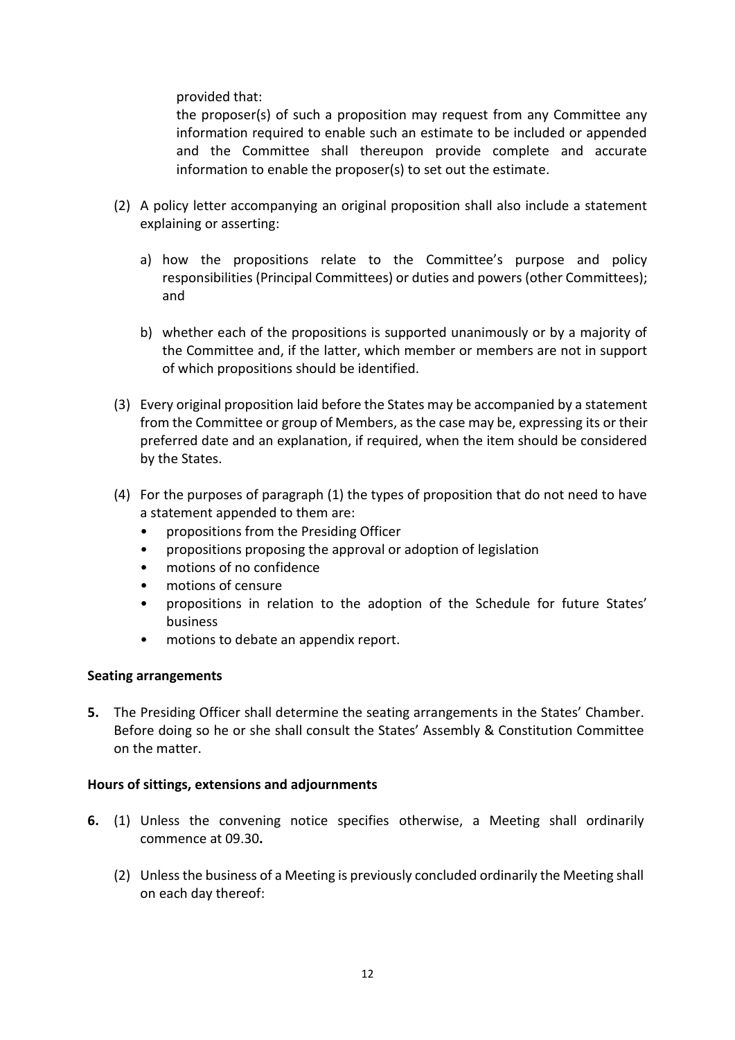provided that:

the proposer(s) of such a proposition may request from any Committee any information required to enable such an estimate to be included or appended and the Committee shall thereupon provide complete and accurate information to enable the proposer(s) to set out the estimate.

(2) A policy letter accompanying an original proposition shall also include a statement explaining or asserting:

a) how the propositions relate to the Committee's purpose and policy responsibilities (Principal Committees) or duties and powers (other Committees); and

b) whether each of the propositions is supported unanimously or by a majority of the Committee and, if the latter, which member or members are not in support of which propositions should be identified.

(3) Every original proposition laid before the States may be accompanied by a statement from the Committee or group of Members, as the case may be, expressing its or their preferred date and an explanation, if required, when the item should be considered by the States.

(4) For the purposes of paragraph (1) the types of proposition that do not need to have a statement appended to them are:

- propositions from the Presiding Officer
- propositions proposing the approval or adoption of legislation
- motions of no confidence
- motions of censure
- propositions in relation to the adoption of the Schedule for future States' business
- motions to debate an appendix report.

**Seating arrangements**

**5.** The Presiding Officer shall determine the seating arrangements in the States' Chamber. Before doing so he or she shall consult the States' Assembly & Constitution Committee on the matter.

**Hours of sittings, extensions and adjournments**

**6.** (1) Unless the convening notice specifies otherwise, a Meeting shall ordinarily commence at 09.30**.**

(2) Unless the business of a Meeting is previously concluded ordinarily the Meeting shall on each day thereof: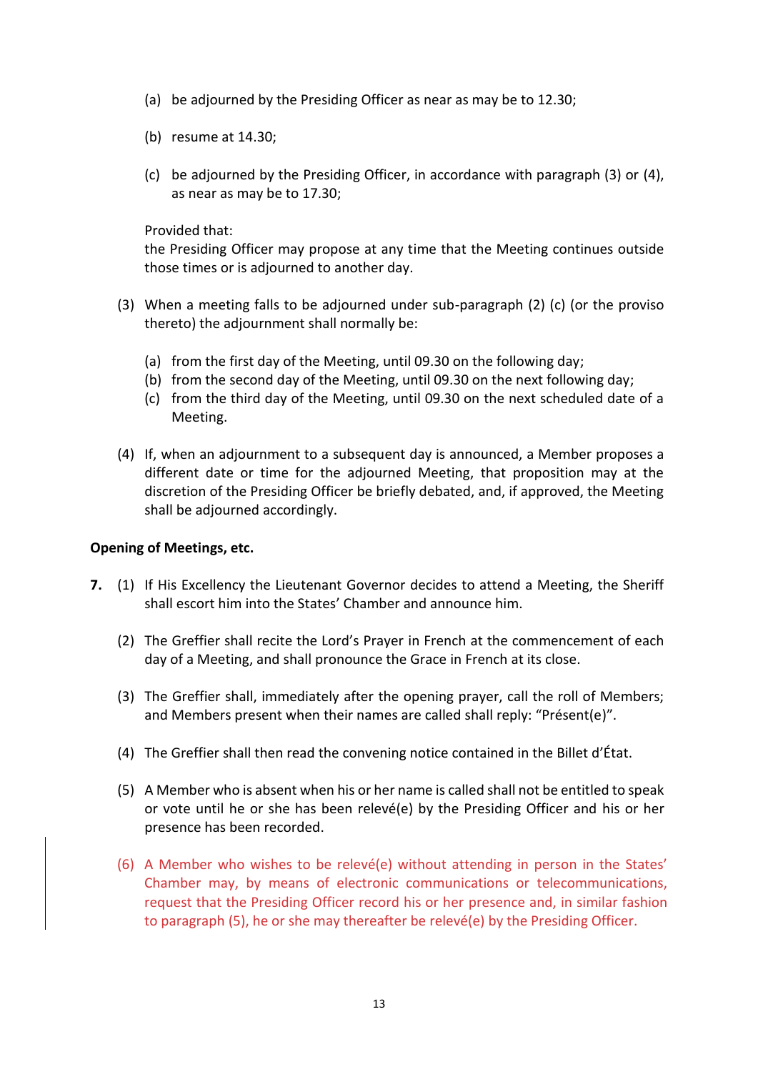(a) be adjourned by the Presiding Officer as near as may be to 12.30;

(b) resume at 14.30;

(c) be adjourned by the Presiding Officer, in accordance with paragraph (3) or (4), as near as may be to 17.30;

Provided that:
the Presiding Officer may propose at any time that the Meeting continues outside those times or is adjourned to another day.

(3) When a meeting falls to be adjourned under sub-paragraph (2) (c) (or the proviso thereto) the adjournment shall normally be:

(a) from the first day of the Meeting, until 09.30 on the following day;
(b) from the second day of the Meeting, until 09.30 on the next following day;
(c) from the third day of the Meeting, until 09.30 on the next scheduled date of a Meeting.

(4) If, when an adjournment to a subsequent day is announced, a Member proposes a different date or time for the adjourned Meeting, that proposition may at the discretion of the Presiding Officer be briefly debated, and, if approved, the Meeting shall be adjourned accordingly.

**Opening of Meetings, etc.**

**7.** (1) If His Excellency the Lieutenant Governor decides to attend a Meeting, the Sheriff shall escort him into the States' Chamber and announce him.

(2) The Greffier shall recite the Lord's Prayer in French at the commencement of each day of a Meeting, and shall pronounce the Grace in French at its close.

(3) The Greffier shall, immediately after the opening prayer, call the roll of Members; and Members present when their names are called shall reply: "Présent(e)".

(4) The Greffier shall then read the convening notice contained in the Billet d'État.

(5) A Member who is absent when his or her name is called shall not be entitled to speak or vote until he or she has been relevé(e) by the Presiding Officer and his or her presence has been recorded.

(6) A Member who wishes to be relevé(e) without attending in person in the States' Chamber may, by means of electronic communications or telecommunications, request that the Presiding Officer record his or her presence and, in similar fashion to paragraph (5), he or she may thereafter be relevé(e) by the Presiding Officer.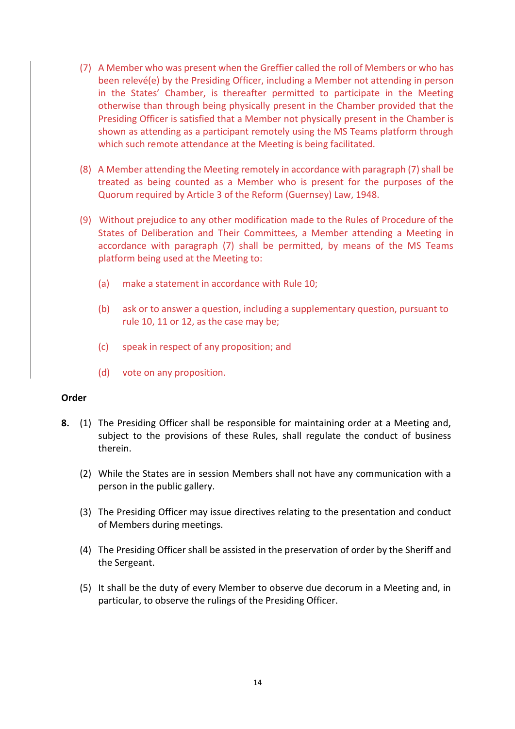(7) A Member who was present when the Greffier called the roll of Members or who has been relevé(e) by the Presiding Officer, including a Member not attending in person in the States' Chamber, is thereafter permitted to participate in the Meeting otherwise than through being physically present in the Chamber provided that the Presiding Officer is satisfied that a Member not physically present in the Chamber is shown as attending as a participant remotely using the MS Teams platform through which such remote attendance at the Meeting is being facilitated.

(8) A Member attending the Meeting remotely in accordance with paragraph (7) shall be treated as being counted as a Member who is present for the purposes of the Quorum required by Article 3 of the Reform (Guernsey) Law, 1948.

(9) Without prejudice to any other modification made to the Rules of Procedure of the States of Deliberation and Their Committees, a Member attending a Meeting in accordance with paragraph (7) shall be permitted, by means of the MS Teams platform being used at the Meeting to:

(a) make a statement in accordance with Rule 10;

(b) ask or to answer a question, including a supplementary question, pursuant to rule 10, 11 or 12, as the case may be;

(c) speak in respect of any proposition; and

(d) vote on any proposition.

**Order**

**8.** (1) The Presiding Officer shall be responsible for maintaining order at a Meeting and, subject to the provisions of these Rules, shall regulate the conduct of business therein.

(2) While the States are in session Members shall not have any communication with a person in the public gallery.

(3) The Presiding Officer may issue directives relating to the presentation and conduct of Members during meetings.

(4) The Presiding Officer shall be assisted in the preservation of order by the Sheriff and the Sergeant.

(5) It shall be the duty of every Member to observe due decorum in a Meeting and, in particular, to observe the rulings of the Presiding Officer.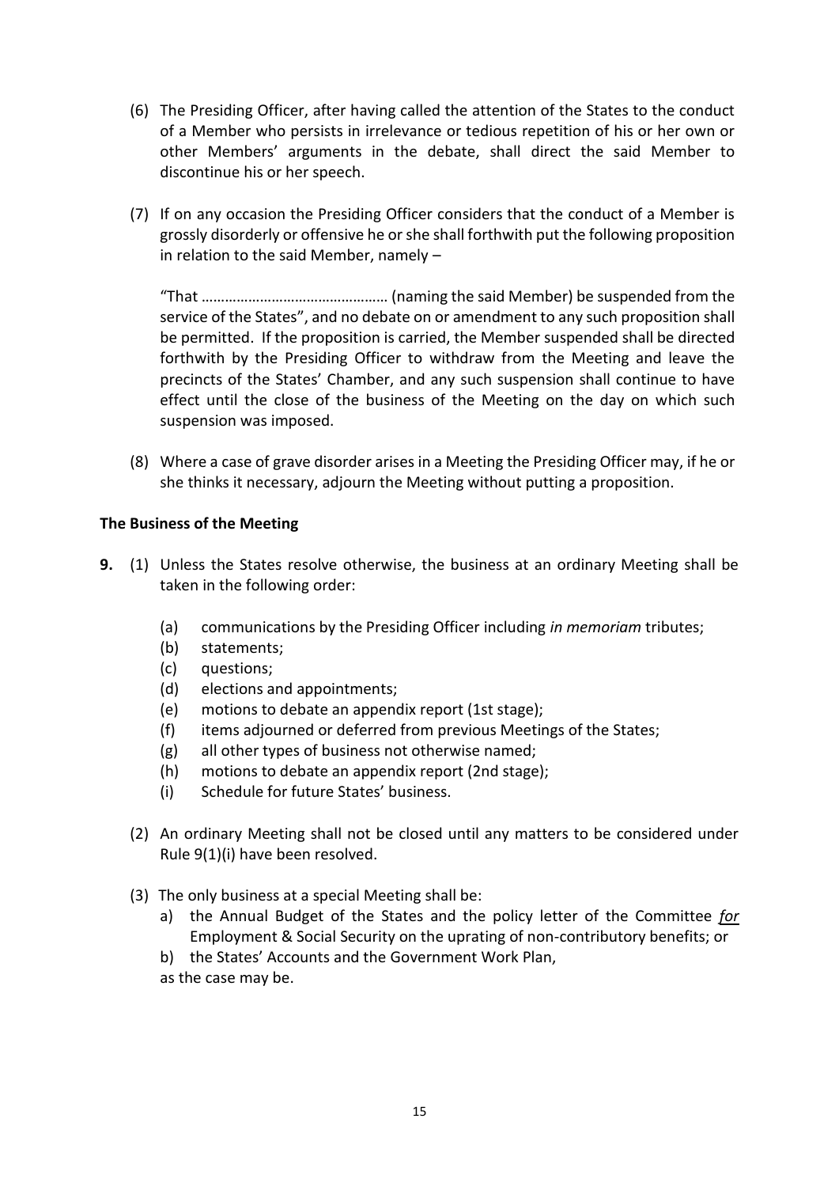(6) The Presiding Officer, after having called the attention of the States to the conduct of a Member who persists in irrelevance or tedious repetition of his or her own or other Members' arguments in the debate, shall direct the said Member to discontinue his or her speech.

(7) If on any occasion the Presiding Officer considers that the conduct of a Member is grossly disorderly or offensive he or she shall forthwith put the following proposition in relation to the said Member, namely –

"That ……………………………………… (naming the said Member) be suspended from the service of the States", and no debate on or amendment to any such proposition shall be permitted. If the proposition is carried, the Member suspended shall be directed forthwith by the Presiding Officer to withdraw from the Meeting and leave the precincts of the States' Chamber, and any such suspension shall continue to have effect until the close of the business of the Meeting on the day on which such suspension was imposed.

(8) Where a case of grave disorder arises in a Meeting the Presiding Officer may, if he or she thinks it necessary, adjourn the Meeting without putting a proposition.

**The Business of the Meeting**

**9.** (1) Unless the States resolve otherwise, the business at an ordinary Meeting shall be taken in the following order:

(a) communications by the Presiding Officer including *in memoriam* tributes;
(b) statements;
(c) questions;
(d) elections and appointments;
(e) motions to debate an appendix report (1st stage);
(f) items adjourned or deferred from previous Meetings of the States;
(g) all other types of business not otherwise named;
(h) motions to debate an appendix report (2nd stage);
(i) Schedule for future States' business.

(2) An ordinary Meeting shall not be closed until any matters to be considered under Rule 9(1)(i) have been resolved.

(3) The only business at a special Meeting shall be:

a) the Annual Budget of the States and the policy letter of the Committee *for* Employment & Social Security on the uprating of non-contributory benefits; or
b) the States' Accounts and the Government Work Plan,

as the case may be.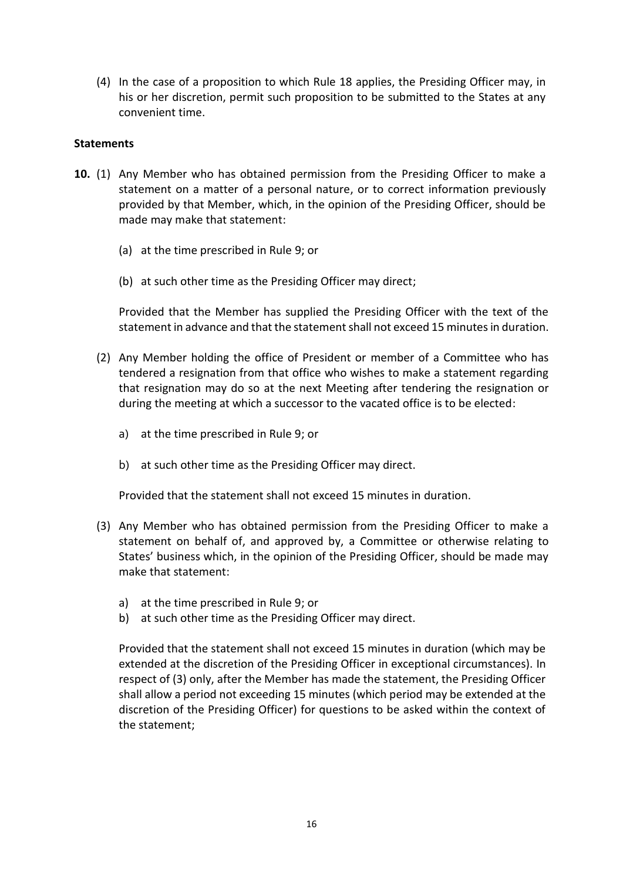(4) In the case of a proposition to which Rule 18 applies, the Presiding Officer may, in his or her discretion, permit such proposition to be submitted to the States at any convenient time.

**Statements**

**10.** (1) Any Member who has obtained permission from the Presiding Officer to make a statement on a matter of a personal nature, or to correct information previously provided by that Member, which, in the opinion of the Presiding Officer, should be made may make that statement:

(a) at the time prescribed in Rule 9; or

(b) at such other time as the Presiding Officer may direct;

Provided that the Member has supplied the Presiding Officer with the text of the statement in advance and that the statement shall not exceed 15 minutes in duration.

(2) Any Member holding the office of President or member of a Committee who has tendered a resignation from that office who wishes to make a statement regarding that resignation may do so at the next Meeting after tendering the resignation or during the meeting at which a successor to the vacated office is to be elected:

a) at the time prescribed in Rule 9; or

b) at such other time as the Presiding Officer may direct.

Provided that the statement shall not exceed 15 minutes in duration.

(3) Any Member who has obtained permission from the Presiding Officer to make a statement on behalf of, and approved by, a Committee or otherwise relating to States' business which, in the opinion of the Presiding Officer, should be made may make that statement:

a) at the time prescribed in Rule 9; or
b) at such other time as the Presiding Officer may direct.

Provided that the statement shall not exceed 15 minutes in duration (which may be extended at the discretion of the Presiding Officer in exceptional circumstances). In respect of (3) only, after the Member has made the statement, the Presiding Officer shall allow a period not exceeding 15 minutes (which period may be extended at the discretion of the Presiding Officer) for questions to be asked within the context of the statement;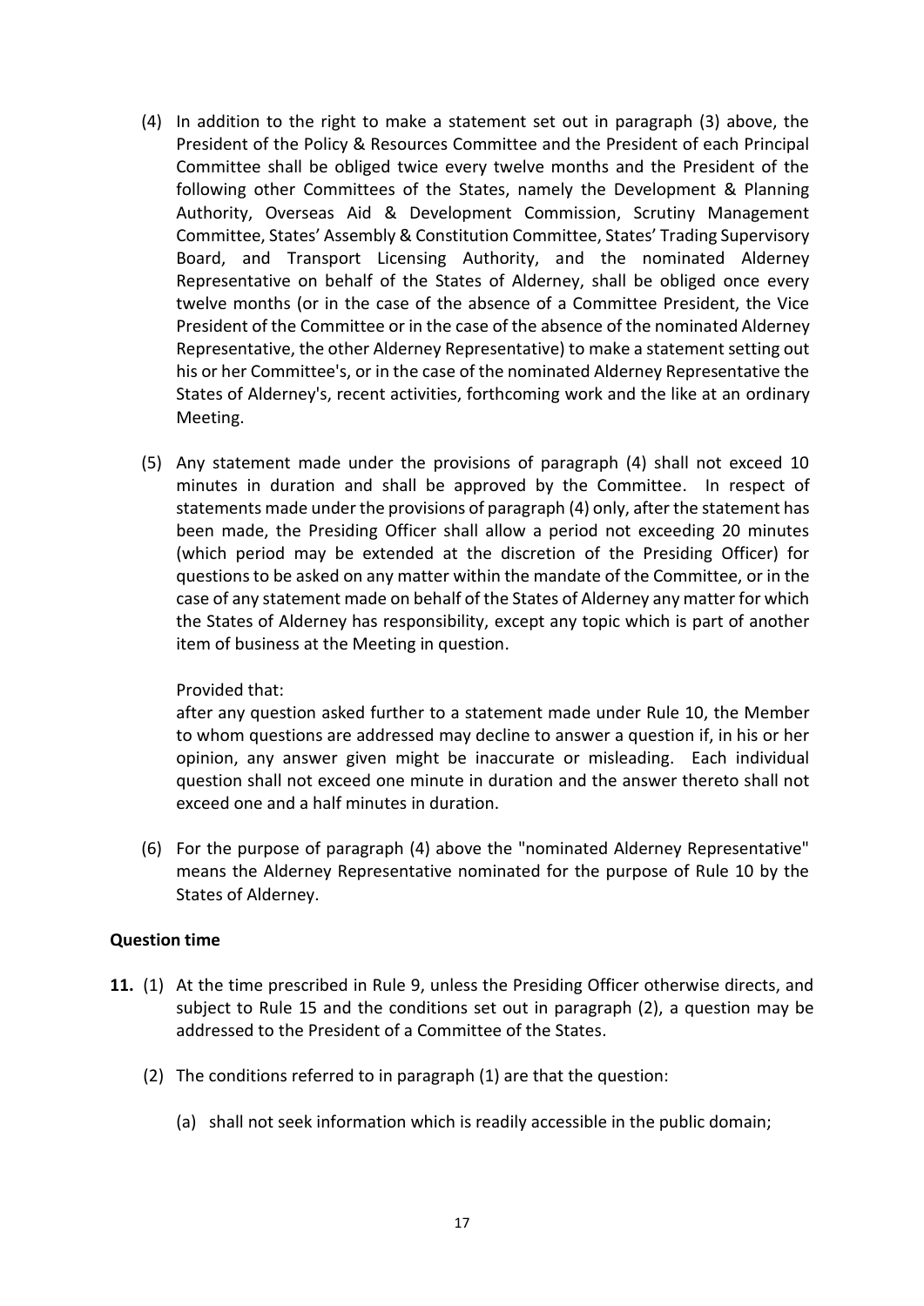(4) In addition to the right to make a statement set out in paragraph (3) above, the President of the Policy & Resources Committee and the President of each Principal Committee shall be obliged twice every twelve months and the President of the following other Committees of the States, namely the Development & Planning Authority, Overseas Aid & Development Commission, Scrutiny Management Committee, States' Assembly & Constitution Committee, States' Trading Supervisory Board, and Transport Licensing Authority, and the nominated Alderney Representative on behalf of the States of Alderney, shall be obliged once every twelve months (or in the case of the absence of a Committee President, the Vice President of the Committee or in the case of the absence of the nominated Alderney Representative, the other Alderney Representative) to make a statement setting out his or her Committee's, or in the case of the nominated Alderney Representative the States of Alderney's, recent activities, forthcoming work and the like at an ordinary Meeting.

(5) Any statement made under the provisions of paragraph (4) shall not exceed 10 minutes in duration and shall be approved by the Committee. In respect of statements made under the provisions of paragraph (4) only, after the statement has been made, the Presiding Officer shall allow a period not exceeding 20 minutes (which period may be extended at the discretion of the Presiding Officer) for questions to be asked on any matter within the mandate of the Committee, or in the case of any statement made on behalf of the States of Alderney any matter for which the States of Alderney has responsibility, except any topic which is part of another item of business at the Meeting in question.

Provided that:
after any question asked further to a statement made under Rule 10, the Member to whom questions are addressed may decline to answer a question if, in his or her opinion, any answer given might be inaccurate or misleading. Each individual question shall not exceed one minute in duration and the answer thereto shall not exceed one and a half minutes in duration.

(6) For the purpose of paragraph (4) above the "nominated Alderney Representative" means the Alderney Representative nominated for the purpose of Rule 10 by the States of Alderney.

**Question time**

**11.** (1) At the time prescribed in Rule 9, unless the Presiding Officer otherwise directs, and subject to Rule 15 and the conditions set out in paragraph (2), a question may be addressed to the President of a Committee of the States.

(2) The conditions referred to in paragraph (1) are that the question:

(a) shall not seek information which is readily accessible in the public domain;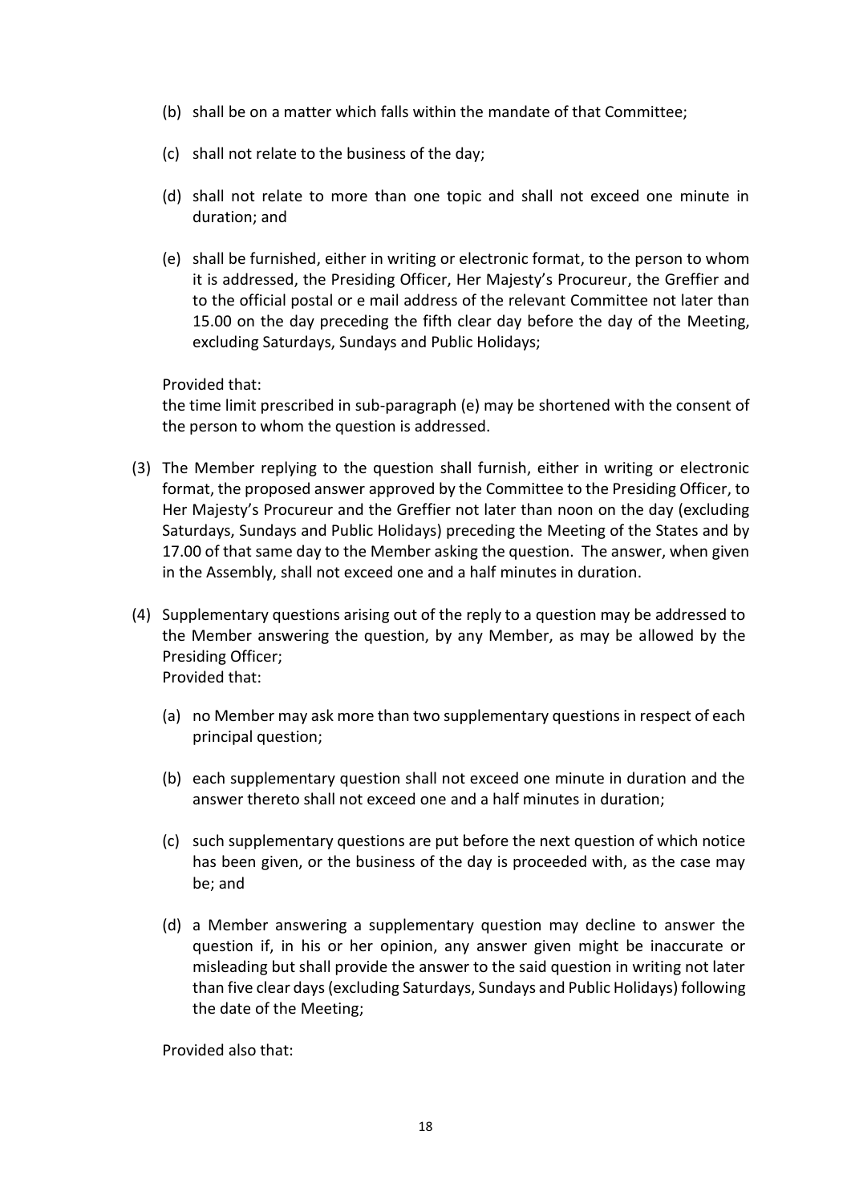(b) shall be on a matter which falls within the mandate of that Committee;

(c) shall not relate to the business of the day;

(d) shall not relate to more than one topic and shall not exceed one minute in duration; and

(e) shall be furnished, either in writing or electronic format, to the person to whom it is addressed, the Presiding Officer, Her Majesty's Procureur, the Greffier and to the official postal or e mail address of the relevant Committee not later than 15.00 on the day preceding the fifth clear day before the day of the Meeting, excluding Saturdays, Sundays and Public Holidays;

Provided that:
the time limit prescribed in sub-paragraph (e) may be shortened with the consent of the person to whom the question is addressed.

(3) The Member replying to the question shall furnish, either in writing or electronic format, the proposed answer approved by the Committee to the Presiding Officer, to Her Majesty's Procureur and the Greffier not later than noon on the day (excluding Saturdays, Sundays and Public Holidays) preceding the Meeting of the States and by 17.00 of that same day to the Member asking the question. The answer, when given in the Assembly, shall not exceed one and a half minutes in duration.

(4) Supplementary questions arising out of the reply to a question may be addressed to the Member answering the question, by any Member, as may be allowed by the Presiding Officer;
Provided that:

(a) no Member may ask more than two supplementary questions in respect of each principal question;

(b) each supplementary question shall not exceed one minute in duration and the answer thereto shall not exceed one and a half minutes in duration;

(c) such supplementary questions are put before the next question of which notice has been given, or the business of the day is proceeded with, as the case may be; and

(d) a Member answering a supplementary question may decline to answer the question if, in his or her opinion, any answer given might be inaccurate or misleading but shall provide the answer to the said question in writing not later than five clear days (excluding Saturdays, Sundays and Public Holidays) following the date of the Meeting;

Provided also that: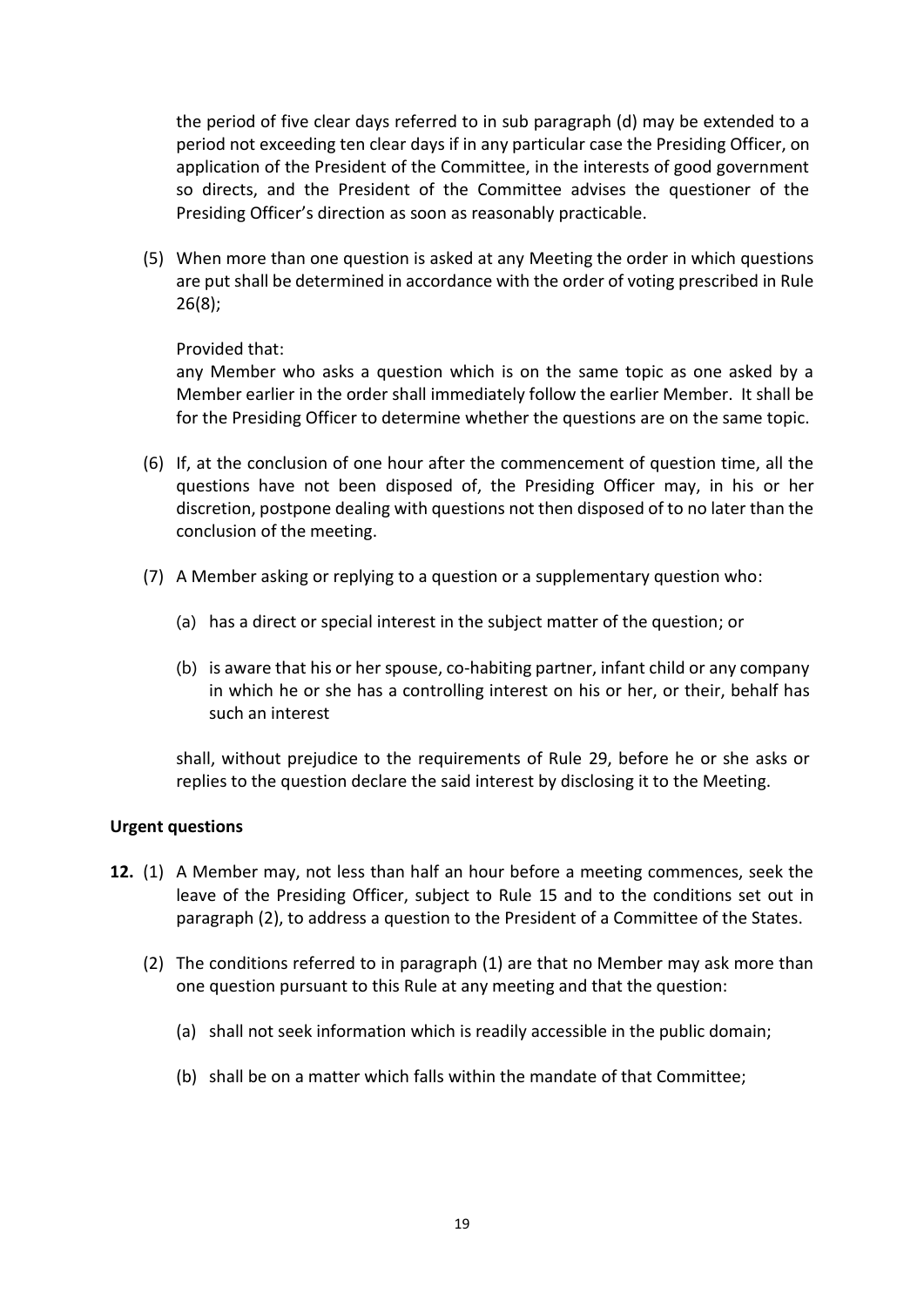the period of five clear days referred to in sub paragraph (d) may be extended to a period not exceeding ten clear days if in any particular case the Presiding Officer, on application of the President of the Committee, in the interests of good government so directs, and the President of the Committee advises the questioner of the Presiding Officer's direction as soon as reasonably practicable.

(5) When more than one question is asked at any Meeting the order in which questions are put shall be determined in accordance with the order of voting prescribed in Rule 26(8);

Provided that:
any Member who asks a question which is on the same topic as one asked by a Member earlier in the order shall immediately follow the earlier Member. It shall be for the Presiding Officer to determine whether the questions are on the same topic.

(6) If, at the conclusion of one hour after the commencement of question time, all the questions have not been disposed of, the Presiding Officer may, in his or her discretion, postpone dealing with questions not then disposed of to no later than the conclusion of the meeting.

(7) A Member asking or replying to a question or a supplementary question who:

(a) has a direct or special interest in the subject matter of the question; or

(b) is aware that his or her spouse, co-habiting partner, infant child or any company in which he or she has a controlling interest on his or her, or their, behalf has such an interest

shall, without prejudice to the requirements of Rule 29, before he or she asks or replies to the question declare the said interest by disclosing it to the Meeting.

**Urgent questions**

**12.** (1) A Member may, not less than half an hour before a meeting commences, seek the leave of the Presiding Officer, subject to Rule 15 and to the conditions set out in paragraph (2), to address a question to the President of a Committee of the States.

(2) The conditions referred to in paragraph (1) are that no Member may ask more than one question pursuant to this Rule at any meeting and that the question:

(a) shall not seek information which is readily accessible in the public domain;

(b) shall be on a matter which falls within the mandate of that Committee;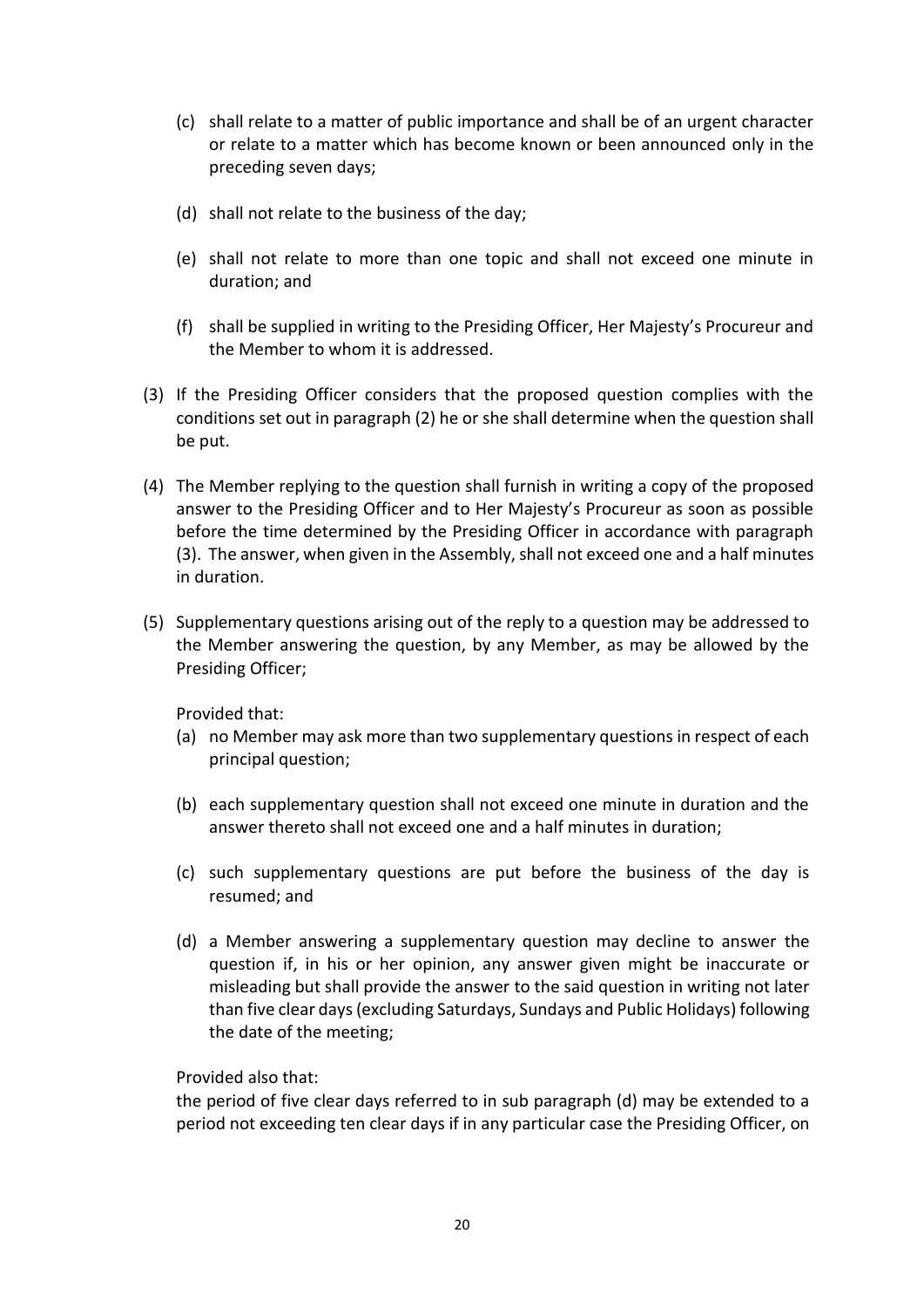(c) shall relate to a matter of public importance and shall be of an urgent character or relate to a matter which has become known or been announced only in the preceding seven days;

(d) shall not relate to the business of the day;

(e) shall not relate to more than one topic and shall not exceed one minute in duration; and

(f) shall be supplied in writing to the Presiding Officer, Her Majesty's Procureur and the Member to whom it is addressed.

(3) If the Presiding Officer considers that the proposed question complies with the conditions set out in paragraph (2) he or she shall determine when the question shall be put.

(4) The Member replying to the question shall furnish in writing a copy of the proposed answer to the Presiding Officer and to Her Majesty's Procureur as soon as possible before the time determined by the Presiding Officer in accordance with paragraph (3). The answer, when given in the Assembly, shall not exceed one and a half minutes in duration.

(5) Supplementary questions arising out of the reply to a question may be addressed to the Member answering the question, by any Member, as may be allowed by the Presiding Officer;

Provided that:

(a) no Member may ask more than two supplementary questions in respect of each principal question;

(b) each supplementary question shall not exceed one minute in duration and the answer thereto shall not exceed one and a half minutes in duration;

(c) such supplementary questions are put before the business of the day is resumed; and

(d) a Member answering a supplementary question may decline to answer the question if, in his or her opinion, any answer given might be inaccurate or misleading but shall provide the answer to the said question in writing not later than five clear days (excluding Saturdays, Sundays and Public Holidays) following the date of the meeting;

Provided also that:

the period of five clear days referred to in sub paragraph (d) may be extended to a period not exceeding ten clear days if in any particular case the Presiding Officer, on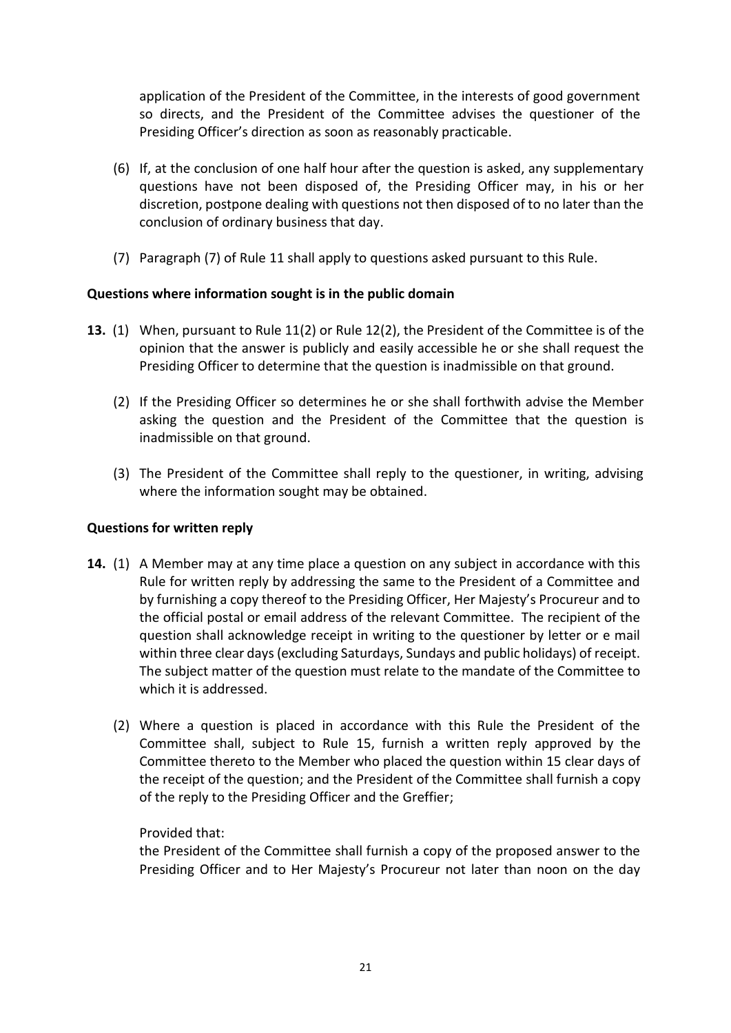application of the President of the Committee, in the interests of good government so directs, and the President of the Committee advises the questioner of the Presiding Officer's direction as soon as reasonably practicable.

(6) If, at the conclusion of one half hour after the question is asked, any supplementary questions have not been disposed of, the Presiding Officer may, in his or her discretion, postpone dealing with questions not then disposed of to no later than the conclusion of ordinary business that day.

(7) Paragraph (7) of Rule 11 shall apply to questions asked pursuant to this Rule.

**Questions where information sought is in the public domain**

**13.** (1) When, pursuant to Rule 11(2) or Rule 12(2), the President of the Committee is of the opinion that the answer is publicly and easily accessible he or she shall request the Presiding Officer to determine that the question is inadmissible on that ground.

(2) If the Presiding Officer so determines he or she shall forthwith advise the Member asking the question and the President of the Committee that the question is inadmissible on that ground.

(3) The President of the Committee shall reply to the questioner, in writing, advising where the information sought may be obtained.

**Questions for written reply**

**14.** (1) A Member may at any time place a question on any subject in accordance with this Rule for written reply by addressing the same to the President of a Committee and by furnishing a copy thereof to the Presiding Officer, Her Majesty's Procureur and to the official postal or email address of the relevant Committee. The recipient of the question shall acknowledge receipt in writing to the questioner by letter or e mail within three clear days (excluding Saturdays, Sundays and public holidays) of receipt. The subject matter of the question must relate to the mandate of the Committee to which it is addressed.

(2) Where a question is placed in accordance with this Rule the President of the Committee shall, subject to Rule 15, furnish a written reply approved by the Committee thereto to the Member who placed the question within 15 clear days of the receipt of the question; and the President of the Committee shall furnish a copy of the reply to the Presiding Officer and the Greffier;

Provided that:
the President of the Committee shall furnish a copy of the proposed answer to the Presiding Officer and to Her Majesty's Procureur not later than noon on the day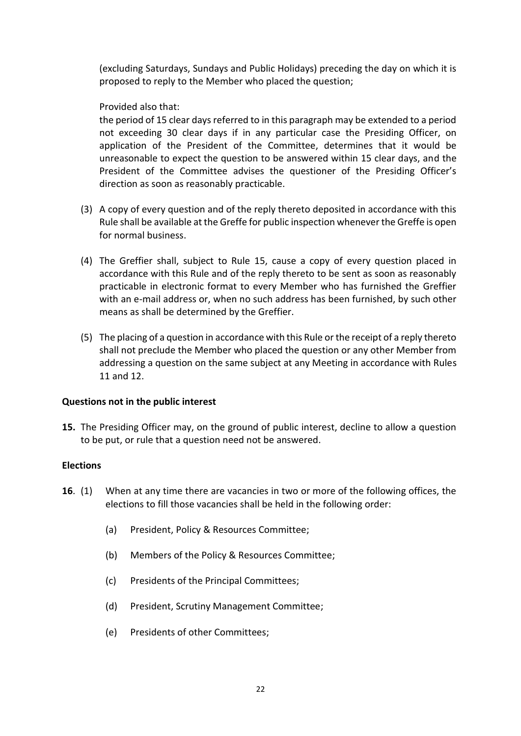(excluding Saturdays, Sundays and Public Holidays) preceding the day on which it is proposed to reply to the Member who placed the question;

Provided also that:

the period of 15 clear days referred to in this paragraph may be extended to a period not exceeding 30 clear days if in any particular case the Presiding Officer, on application of the President of the Committee, determines that it would be unreasonable to expect the question to be answered within 15 clear days, and the President of the Committee advises the questioner of the Presiding Officer's direction as soon as reasonably practicable.

(3) A copy of every question and of the reply thereto deposited in accordance with this Rule shall be available at the Greffe for public inspection whenever the Greffe is open for normal business.

(4) The Greffier shall, subject to Rule 15, cause a copy of every question placed in accordance with this Rule and of the reply thereto to be sent as soon as reasonably practicable in electronic format to every Member who has furnished the Greffier with an e-mail address or, when no such address has been furnished, by such other means as shall be determined by the Greffier.

(5) The placing of a question in accordance with this Rule or the receipt of a reply thereto shall not preclude the Member who placed the question or any other Member from addressing a question on the same subject at any Meeting in accordance with Rules 11 and 12.

**Questions not in the public interest**

**15.** The Presiding Officer may, on the ground of public interest, decline to allow a question to be put, or rule that a question need not be answered.

**Elections**

**16**. (1) When at any time there are vacancies in two or more of the following offices, the elections to fill those vacancies shall be held in the following order:

(a) President, Policy & Resources Committee;

(b) Members of the Policy & Resources Committee;

(c) Presidents of the Principal Committees;

(d) President, Scrutiny Management Committee;

(e) Presidents of other Committees;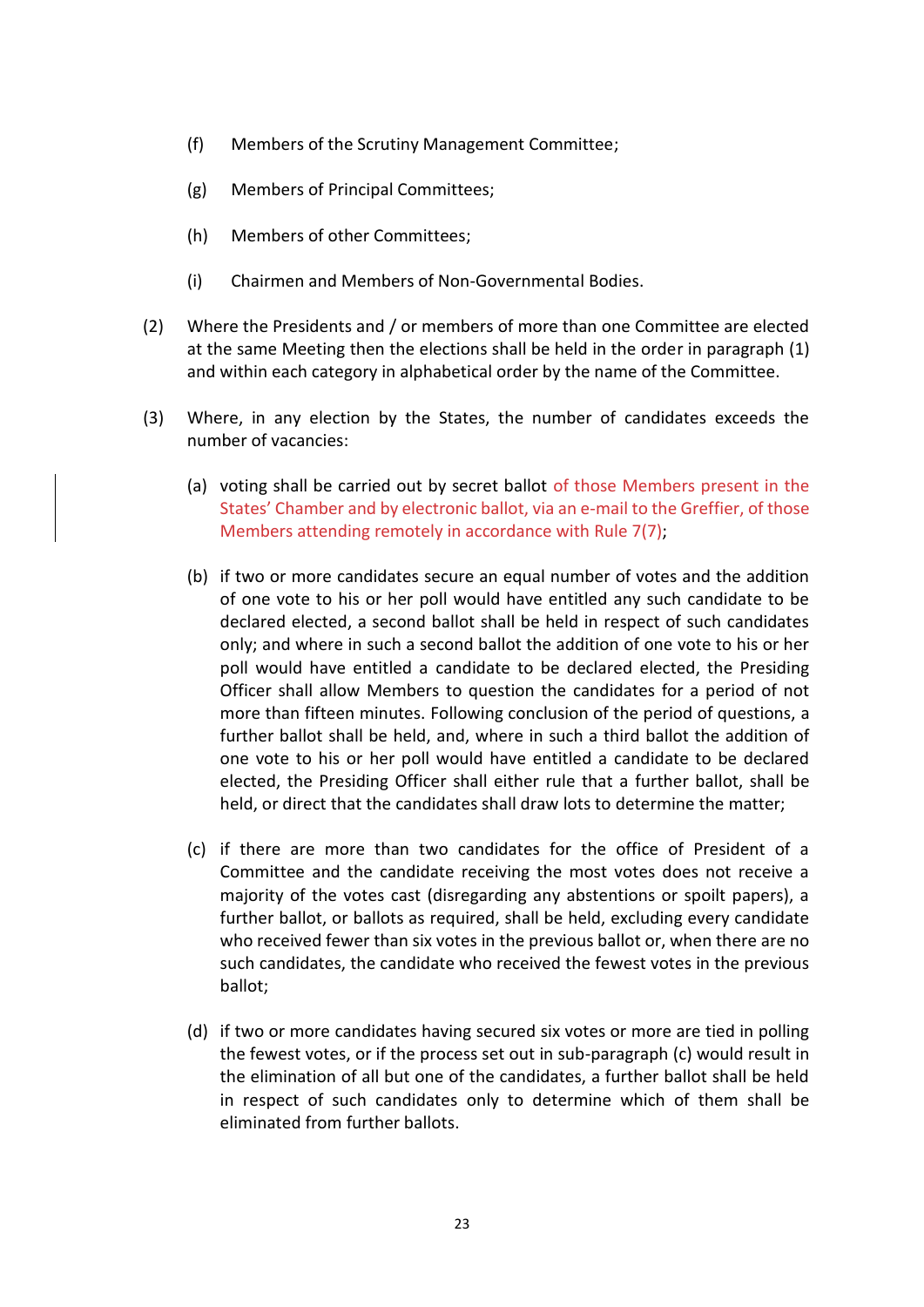(f) Members of the Scrutiny Management Committee;

(g) Members of Principal Committees;

(h) Members of other Committees;

(i) Chairmen and Members of Non-Governmental Bodies.

(2) Where the Presidents and / or members of more than one Committee are elected at the same Meeting then the elections shall be held in the order in paragraph (1) and within each category in alphabetical order by the name of the Committee.

(3) Where, in any election by the States, the number of candidates exceeds the number of vacancies:

(a) voting shall be carried out by secret ballot of those Members present in the States' Chamber and by electronic ballot, via an e-mail to the Greffier, of those Members attending remotely in accordance with Rule 7(7);

(b) if two or more candidates secure an equal number of votes and the addition of one vote to his or her poll would have entitled any such candidate to be declared elected, a second ballot shall be held in respect of such candidates only; and where in such a second ballot the addition of one vote to his or her poll would have entitled a candidate to be declared elected, the Presiding Officer shall allow Members to question the candidates for a period of not more than fifteen minutes. Following conclusion of the period of questions, a further ballot shall be held, and, where in such a third ballot the addition of one vote to his or her poll would have entitled a candidate to be declared elected, the Presiding Officer shall either rule that a further ballot, shall be held, or direct that the candidates shall draw lots to determine the matter;

(c) if there are more than two candidates for the office of President of a Committee and the candidate receiving the most votes does not receive a majority of the votes cast (disregarding any abstentions or spoilt papers), a further ballot, or ballots as required, shall be held, excluding every candidate who received fewer than six votes in the previous ballot or, when there are no such candidates, the candidate who received the fewest votes in the previous ballot;

(d) if two or more candidates having secured six votes or more are tied in polling the fewest votes, or if the process set out in sub-paragraph (c) would result in the elimination of all but one of the candidates, a further ballot shall be held in respect of such candidates only to determine which of them shall be eliminated from further ballots.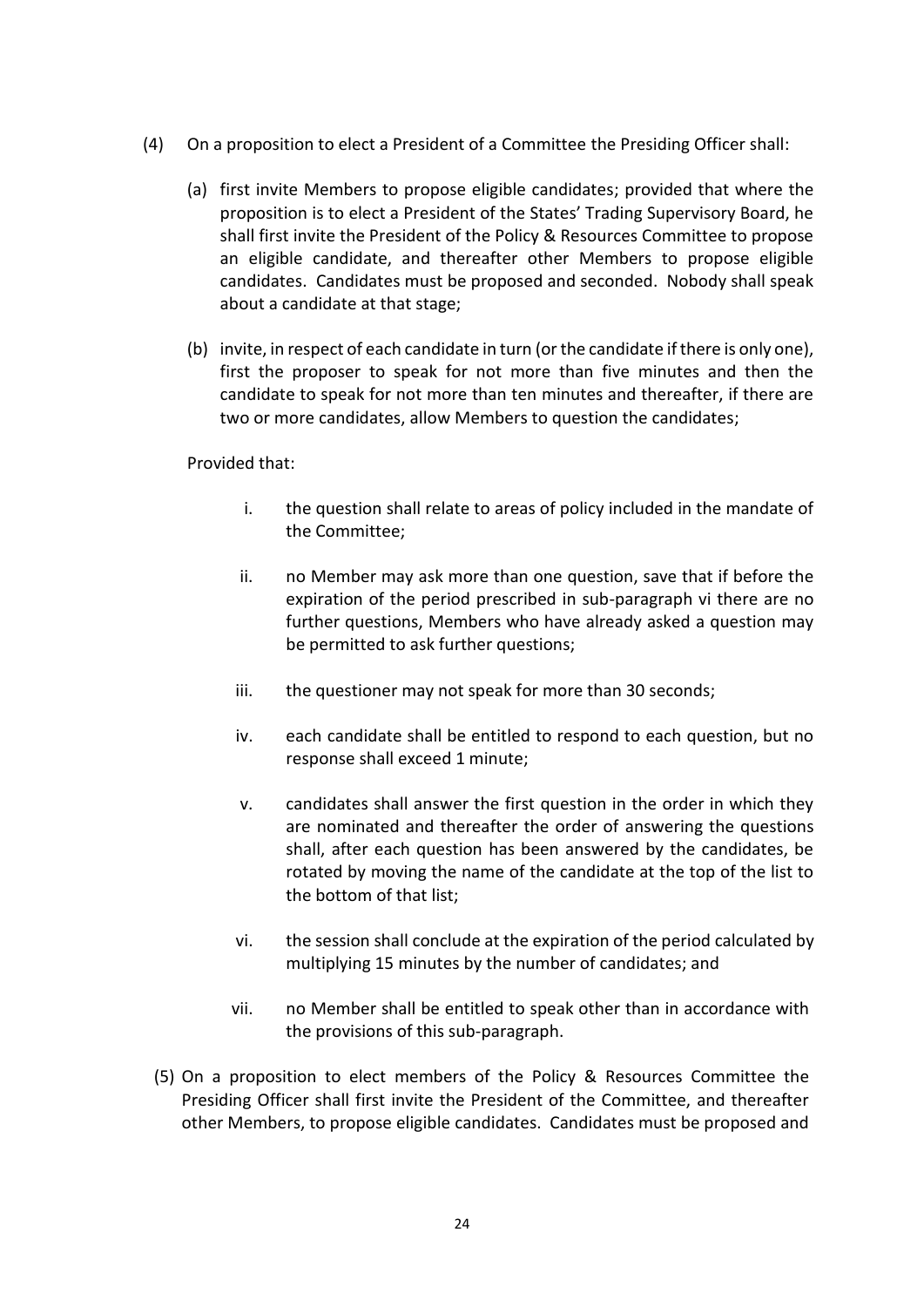(4) On a proposition to elect a President of a Committee the Presiding Officer shall:

   (a) first invite Members to propose eligible candidates; provided that where the proposition is to elect a President of the States' Trading Supervisory Board, he shall first invite the President of the Policy & Resources Committee to propose an eligible candidate, and thereafter other Members to propose eligible candidates. Candidates must be proposed and seconded. Nobody shall speak about a candidate at that stage;

   (b) invite, in respect of each candidate in turn (or the candidate if there is only one), first the proposer to speak for not more than five minutes and then the candidate to speak for not more than ten minutes and thereafter, if there are two or more candidates, allow Members to question the candidates;

   Provided that:

      i. the question shall relate to areas of policy included in the mandate of the Committee;

      ii. no Member may ask more than one question, save that if before the expiration of the period prescribed in sub-paragraph vi there are no further questions, Members who have already asked a question may be permitted to ask further questions;

      iii. the questioner may not speak for more than 30 seconds;

      iv. each candidate shall be entitled to respond to each question, but no response shall exceed 1 minute;

      v. candidates shall answer the first question in the order in which they are nominated and thereafter the order of answering the questions shall, after each question has been answered by the candidates, be rotated by moving the name of the candidate at the top of the list to the bottom of that list;

      vi. the session shall conclude at the expiration of the period calculated by multiplying 15 minutes by the number of candidates; and

      vii. no Member shall be entitled to speak other than in accordance with the provisions of this sub-paragraph.

(5) On a proposition to elect members of the Policy & Resources Committee the Presiding Officer shall first invite the President of the Committee, and thereafter other Members, to propose eligible candidates. Candidates must be proposed and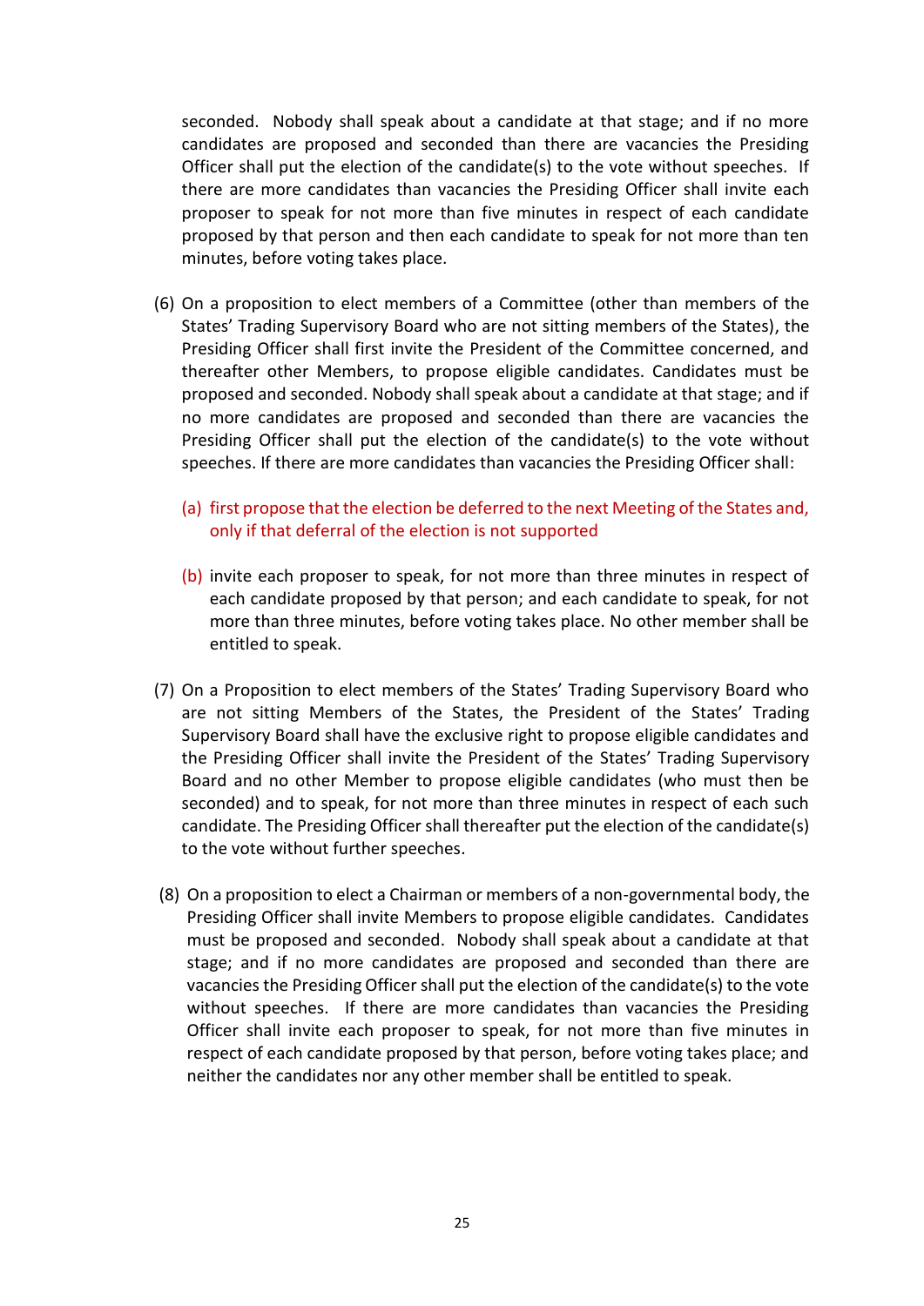seconded. Nobody shall speak about a candidate at that stage; and if no more candidates are proposed and seconded than there are vacancies the Presiding Officer shall put the election of the candidate(s) to the vote without speeches. If there are more candidates than vacancies the Presiding Officer shall invite each proposer to speak for not more than five minutes in respect of each candidate proposed by that person and then each candidate to speak for not more than ten minutes, before voting takes place.

(6) On a proposition to elect members of a Committee (other than members of the States' Trading Supervisory Board who are not sitting members of the States), the Presiding Officer shall first invite the President of the Committee concerned, and thereafter other Members, to propose eligible candidates. Candidates must be proposed and seconded. Nobody shall speak about a candidate at that stage; and if no more candidates are proposed and seconded than there are vacancies the Presiding Officer shall put the election of the candidate(s) to the vote without speeches. If there are more candidates than vacancies the Presiding Officer shall:

  (a) first propose that the election be deferred to the next Meeting of the States and, only if that deferral of the election is not supported

  (b) invite each proposer to speak, for not more than three minutes in respect of each candidate proposed by that person; and each candidate to speak, for not more than three minutes, before voting takes place. No other member shall be entitled to speak.

(7) On a Proposition to elect members of the States' Trading Supervisory Board who are not sitting Members of the States, the President of the States' Trading Supervisory Board shall have the exclusive right to propose eligible candidates and the Presiding Officer shall invite the President of the States' Trading Supervisory Board and no other Member to propose eligible candidates (who must then be seconded) and to speak, for not more than three minutes in respect of each such candidate. The Presiding Officer shall thereafter put the election of the candidate(s) to the vote without further speeches.

(8) On a proposition to elect a Chairman or members of a non-governmental body, the Presiding Officer shall invite Members to propose eligible candidates. Candidates must be proposed and seconded. Nobody shall speak about a candidate at that stage; and if no more candidates are proposed and seconded than there are vacancies the Presiding Officer shall put the election of the candidate(s) to the vote without speeches. If there are more candidates than vacancies the Presiding Officer shall invite each proposer to speak, for not more than five minutes in respect of each candidate proposed by that person, before voting takes place; and neither the candidates nor any other member shall be entitled to speak.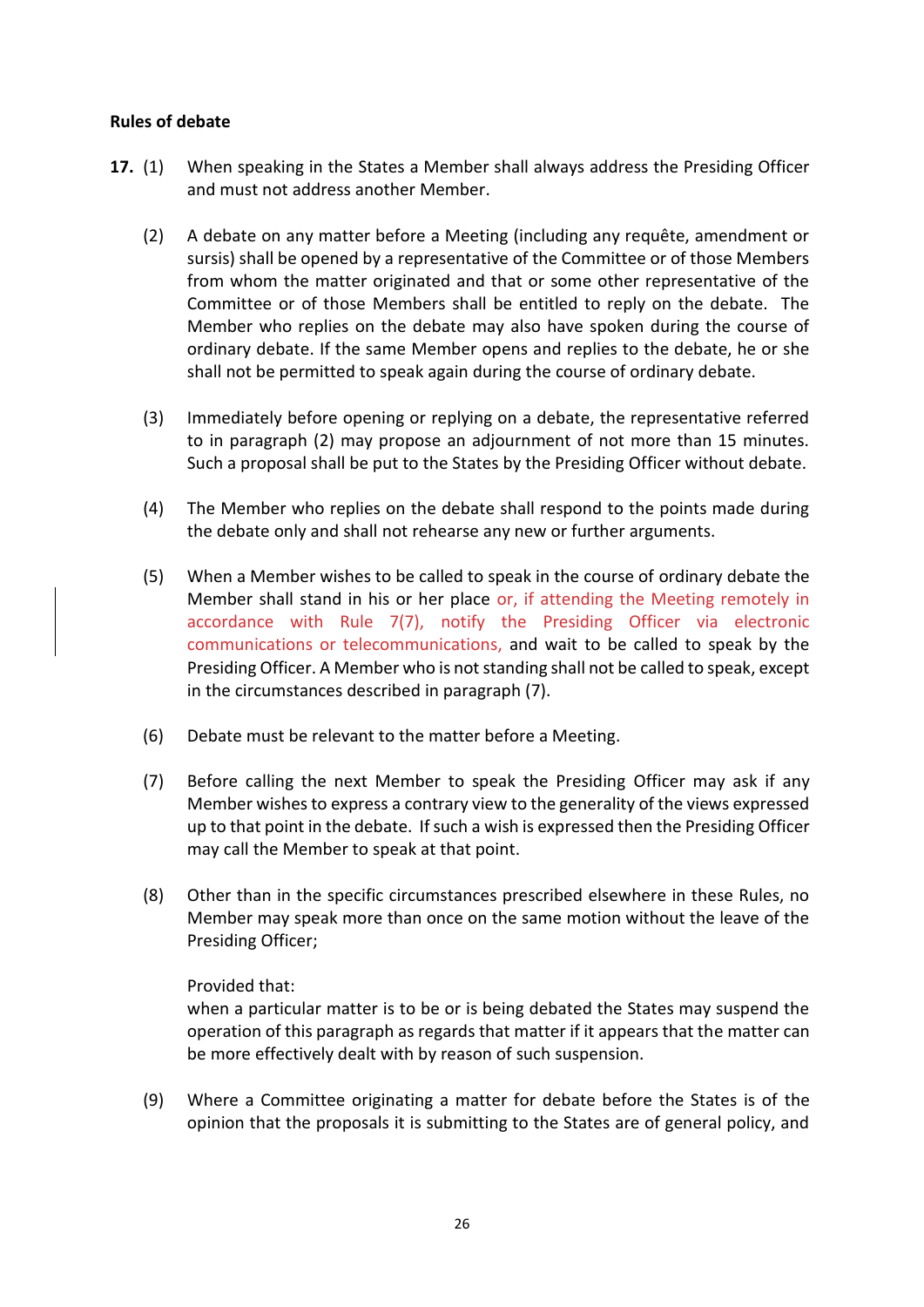**Rules of debate**

**17.** (1) When speaking in the States a Member shall always address the Presiding Officer and must not address another Member.

(2) A debate on any matter before a Meeting (including any requête, amendment or sursis) shall be opened by a representative of the Committee or of those Members from whom the matter originated and that or some other representative of the Committee or of those Members shall be entitled to reply on the debate. The Member who replies on the debate may also have spoken during the course of ordinary debate. If the same Member opens and replies to the debate, he or she shall not be permitted to speak again during the course of ordinary debate.

(3) Immediately before opening or replying on a debate, the representative referred to in paragraph (2) may propose an adjournment of not more than 15 minutes. Such a proposal shall be put to the States by the Presiding Officer without debate.

(4) The Member who replies on the debate shall respond to the points made during the debate only and shall not rehearse any new or further arguments.

(5) When a Member wishes to be called to speak in the course of ordinary debate the Member shall stand in his or her place or, if attending the Meeting remotely in accordance with Rule 7(7), notify the Presiding Officer via electronic communications or telecommunications, and wait to be called to speak by the Presiding Officer. A Member who is not standing shall not be called to speak, except in the circumstances described in paragraph (7).

(6) Debate must be relevant to the matter before a Meeting.

(7) Before calling the next Member to speak the Presiding Officer may ask if any Member wishes to express a contrary view to the generality of the views expressed up to that point in the debate. If such a wish is expressed then the Presiding Officer may call the Member to speak at that point.

(8) Other than in the specific circumstances prescribed elsewhere in these Rules, no Member may speak more than once on the same motion without the leave of the Presiding Officer;

Provided that:
when a particular matter is to be or is being debated the States may suspend the operation of this paragraph as regards that matter if it appears that the matter can be more effectively dealt with by reason of such suspension.

(9) Where a Committee originating a matter for debate before the States is of the opinion that the proposals it is submitting to the States are of general policy, and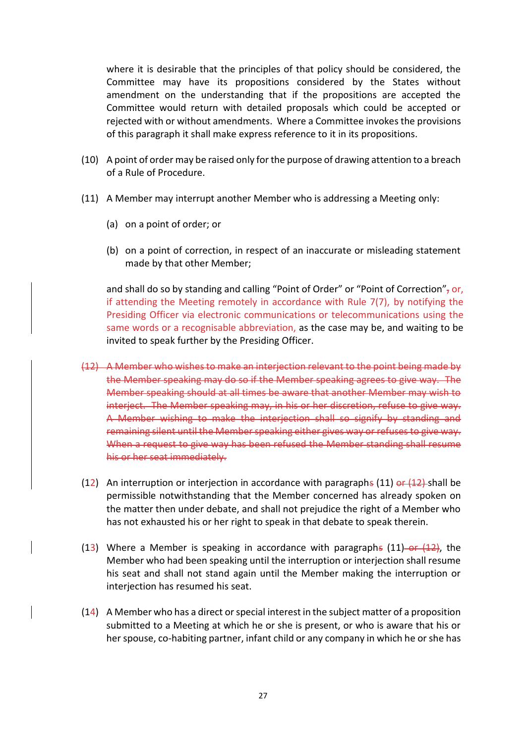where it is desirable that the principles of that policy should be considered, the Committee may have its propositions considered by the States without amendment on the understanding that if the propositions are accepted the Committee would return with detailed proposals which could be accepted or rejected with or without amendments. Where a Committee invokes the provisions of this paragraph it shall make express reference to it in its propositions.

(10) A point of order may be raised only for the purpose of drawing attention to a breach of a Rule of Procedure.

(11) A Member may interrupt another Member who is addressing a Meeting only:

(a) on a point of order; or

(b) on a point of correction, in respect of an inaccurate or misleading statement made by that other Member;

and shall do so by standing and calling "Point of Order" or "Point of Correction"~~,~~ or, if attending the Meeting remotely in accordance with Rule 7(7), by notifying the Presiding Officer via electronic communications or telecommunications using the same words or a recognisable abbreviation, as the case may be, and waiting to be invited to speak further by the Presiding Officer.

~~(12) A Member who wishes to make an interjection relevant to the point being made by the Member speaking may do so if the Member speaking agrees to give way. The Member speaking should at all times be aware that another Member may wish to interject. The Member speaking may, in his or her discretion, refuse to give way. A Member wishing to make the interjection shall so signify by standing and remaining silent until the Member speaking either gives way or refuses to give way. When a request to give way has been refused the Member standing shall resume his or her seat immediately.~~

(12) An interruption or interjection in accordance with paragraph~~s~~ (11) ~~or (12)~~ shall be permissible notwithstanding that the Member concerned has already spoken on the matter then under debate, and shall not prejudice the right of a Member who has not exhausted his or her right to speak in that debate to speak therein.

(13) Where a Member is speaking in accordance with paragraph~~s~~ (11) ~~or (12)~~, the Member who had been speaking until the interruption or interjection shall resume his seat and shall not stand again until the Member making the interruption or interjection has resumed his seat.

(14) A Member who has a direct or special interest in the subject matter of a proposition submitted to a Meeting at which he or she is present, or who is aware that his or her spouse, co-habiting partner, infant child or any company in which he or she has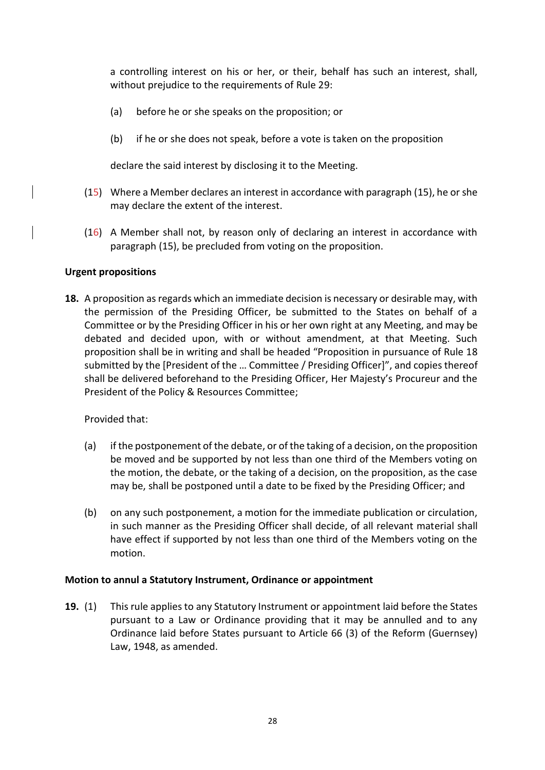a controlling interest on his or her, or their, behalf has such an interest, shall, without prejudice to the requirements of Rule 29:

(a) before he or she speaks on the proposition; or

(b) if he or she does not speak, before a vote is taken on the proposition

declare the said interest by disclosing it to the Meeting.

(15) Where a Member declares an interest in accordance with paragraph (15), he or she may declare the extent of the interest.

(16) A Member shall not, by reason only of declaring an interest in accordance with paragraph (15), be precluded from voting on the proposition.

**Urgent propositions**

**18.** A proposition as regards which an immediate decision is necessary or desirable may, with the permission of the Presiding Officer, be submitted to the States on behalf of a Committee or by the Presiding Officer in his or her own right at any Meeting, and may be debated and decided upon, with or without amendment, at that Meeting. Such proposition shall be in writing and shall be headed "Proposition in pursuance of Rule 18 submitted by the [President of the … Committee / Presiding Officer]", and copies thereof shall be delivered beforehand to the Presiding Officer, Her Majesty's Procureur and the President of the Policy & Resources Committee;

Provided that:

(a) if the postponement of the debate, or of the taking of a decision, on the proposition be moved and be supported by not less than one third of the Members voting on the motion, the debate, or the taking of a decision, on the proposition, as the case may be, shall be postponed until a date to be fixed by the Presiding Officer; and

(b) on any such postponement, a motion for the immediate publication or circulation, in such manner as the Presiding Officer shall decide, of all relevant material shall have effect if supported by not less than one third of the Members voting on the motion.

**Motion to annul a Statutory Instrument, Ordinance or appointment**

**19.** (1) This rule applies to any Statutory Instrument or appointment laid before the States pursuant to a Law or Ordinance providing that it may be annulled and to any Ordinance laid before States pursuant to Article 66 (3) of the Reform (Guernsey) Law, 1948, as amended.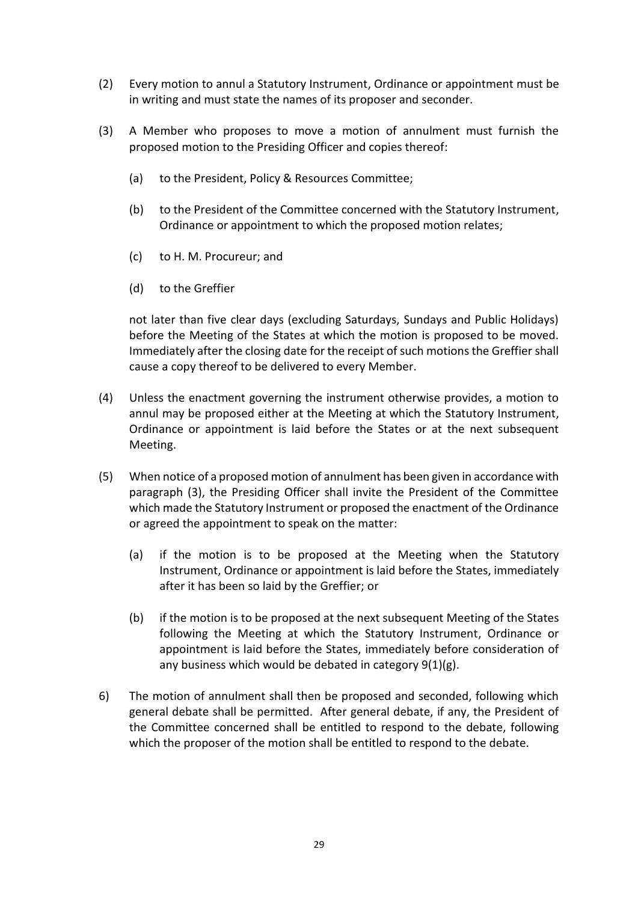(2) Every motion to annul a Statutory Instrument, Ordinance or appointment must be in writing and must state the names of its proposer and seconder.

(3) A Member who proposes to move a motion of annulment must furnish the proposed motion to the Presiding Officer and copies thereof:

   (a) to the President, Policy & Resources Committee;

   (b) to the President of the Committee concerned with the Statutory Instrument, Ordinance or appointment to which the proposed motion relates;

   (c) to H. M. Procureur; and

   (d) to the Greffier

   not later than five clear days (excluding Saturdays, Sundays and Public Holidays) before the Meeting of the States at which the motion is proposed to be moved. Immediately after the closing date for the receipt of such motions the Greffier shall cause a copy thereof to be delivered to every Member.

(4) Unless the enactment governing the instrument otherwise provides, a motion to annul may be proposed either at the Meeting at which the Statutory Instrument, Ordinance or appointment is laid before the States or at the next subsequent Meeting.

(5) When notice of a proposed motion of annulment has been given in accordance with paragraph (3), the Presiding Officer shall invite the President of the Committee which made the Statutory Instrument or proposed the enactment of the Ordinance or agreed the appointment to speak on the matter:

   (a) if the motion is to be proposed at the Meeting when the Statutory Instrument, Ordinance or appointment is laid before the States, immediately after it has been so laid by the Greffier; or

   (b) if the motion is to be proposed at the next subsequent Meeting of the States following the Meeting at which the Statutory Instrument, Ordinance or appointment is laid before the States, immediately before consideration of any business which would be debated in category 9(1)(g).

6) The motion of annulment shall then be proposed and seconded, following which general debate shall be permitted. After general debate, if any, the President of the Committee concerned shall be entitled to respond to the debate, following which the proposer of the motion shall be entitled to respond to the debate.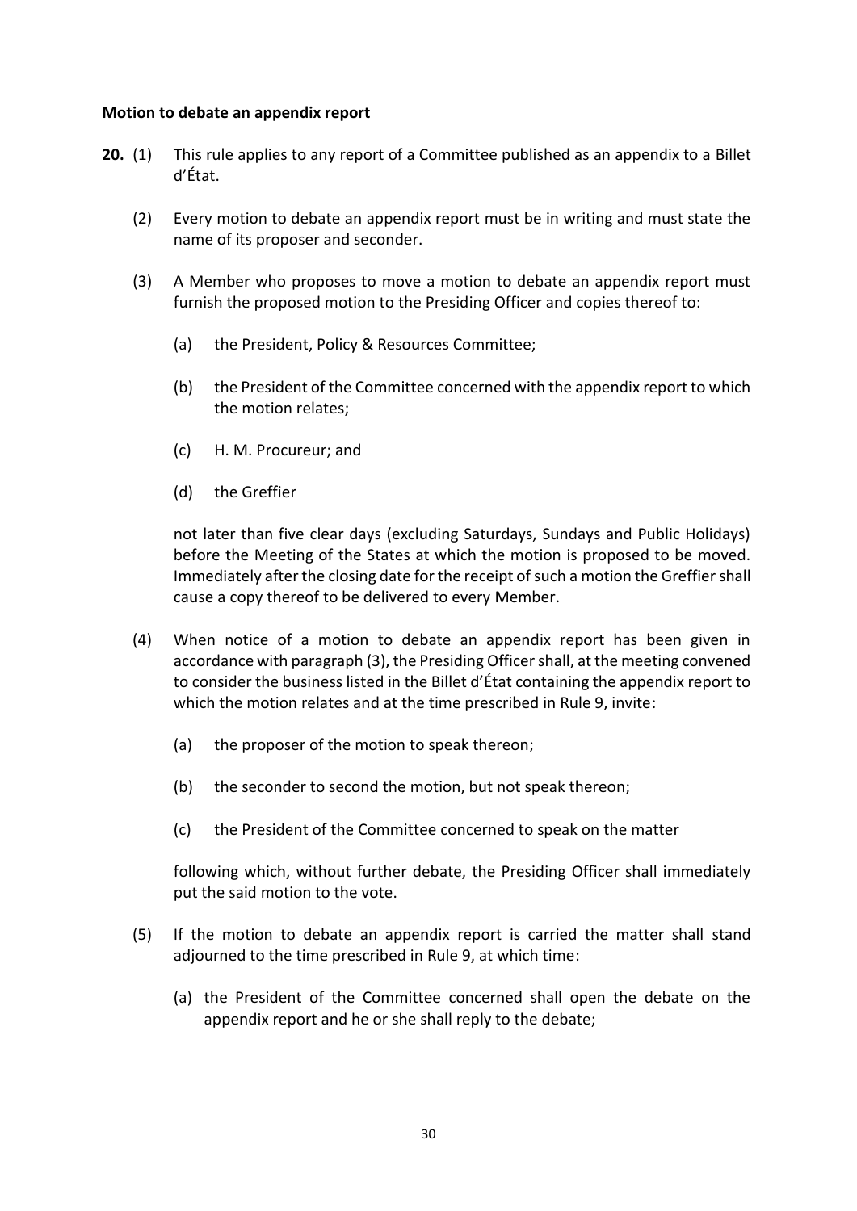**Motion to debate an appendix report**

**20.** (1) This rule applies to any report of a Committee published as an appendix to a Billet d'État.

(2) Every motion to debate an appendix report must be in writing and must state the name of its proposer and seconder.

(3) A Member who proposes to move a motion to debate an appendix report must furnish the proposed motion to the Presiding Officer and copies thereof to:

(a) the President, Policy & Resources Committee;

(b) the President of the Committee concerned with the appendix report to which the motion relates;

(c) H. M. Procureur; and

(d) the Greffier

not later than five clear days (excluding Saturdays, Sundays and Public Holidays) before the Meeting of the States at which the motion is proposed to be moved. Immediately after the closing date for the receipt of such a motion the Greffier shall cause a copy thereof to be delivered to every Member.

(4) When notice of a motion to debate an appendix report has been given in accordance with paragraph (3), the Presiding Officer shall, at the meeting convened to consider the business listed in the Billet d'État containing the appendix report to which the motion relates and at the time prescribed in Rule 9, invite:

(a) the proposer of the motion to speak thereon;

(b) the seconder to second the motion, but not speak thereon;

(c) the President of the Committee concerned to speak on the matter

following which, without further debate, the Presiding Officer shall immediately put the said motion to the vote.

(5) If the motion to debate an appendix report is carried the matter shall stand adjourned to the time prescribed in Rule 9, at which time:

(a) the President of the Committee concerned shall open the debate on the appendix report and he or she shall reply to the debate;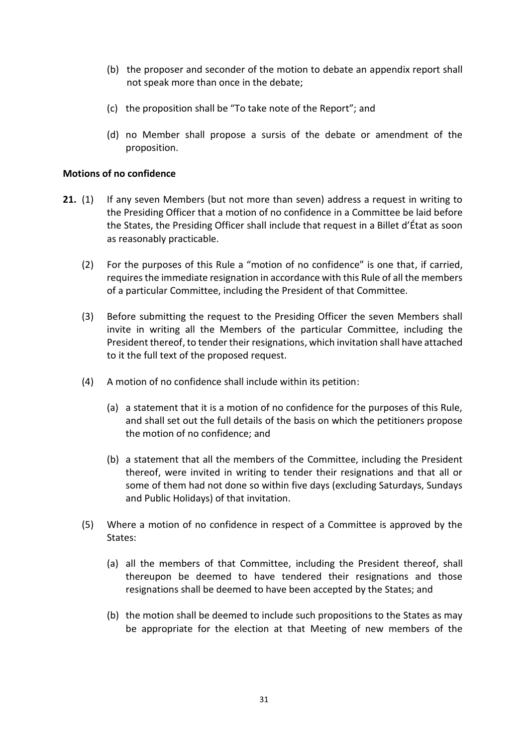(b) the proposer and seconder of the motion to debate an appendix report shall not speak more than once in the debate;

(c) the proposition shall be "To take note of the Report"; and

(d) no Member shall propose a sursis of the debate or amendment of the proposition.

**Motions of no confidence**

**21.** (1) If any seven Members (but not more than seven) address a request in writing to the Presiding Officer that a motion of no confidence in a Committee be laid before the States, the Presiding Officer shall include that request in a Billet d'État as soon as reasonably practicable.

(2) For the purposes of this Rule a "motion of no confidence" is one that, if carried, requires the immediate resignation in accordance with this Rule of all the members of a particular Committee, including the President of that Committee.

(3) Before submitting the request to the Presiding Officer the seven Members shall invite in writing all the Members of the particular Committee, including the President thereof, to tender their resignations, which invitation shall have attached to it the full text of the proposed request.

(4) A motion of no confidence shall include within its petition:

(a) a statement that it is a motion of no confidence for the purposes of this Rule, and shall set out the full details of the basis on which the petitioners propose the motion of no confidence; and

(b) a statement that all the members of the Committee, including the President thereof, were invited in writing to tender their resignations and that all or some of them had not done so within five days (excluding Saturdays, Sundays and Public Holidays) of that invitation.

(5) Where a motion of no confidence in respect of a Committee is approved by the States:

(a) all the members of that Committee, including the President thereof, shall thereupon be deemed to have tendered their resignations and those resignations shall be deemed to have been accepted by the States; and

(b) the motion shall be deemed to include such propositions to the States as may be appropriate for the election at that Meeting of new members of the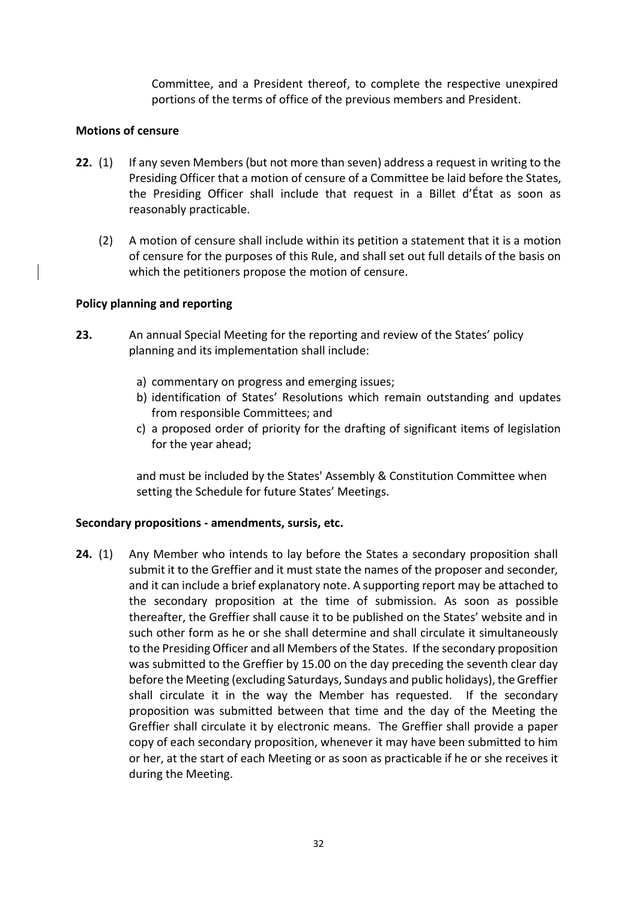Committee, and a President thereof, to complete the respective unexpired portions of the terms of office of the previous members and President.

**Motions of censure**

**22.** (1) If any seven Members (but not more than seven) address a request in writing to the Presiding Officer that a motion of censure of a Committee be laid before the States, the Presiding Officer shall include that request in a Billet d'État as soon as reasonably practicable.

(2) A motion of censure shall include within its petition a statement that it is a motion of censure for the purposes of this Rule, and shall set out full details of the basis on which the petitioners propose the motion of censure.

**Policy planning and reporting**

**23.** An annual Special Meeting for the reporting and review of the States' policy planning and its implementation shall include:

a) commentary on progress and emerging issues;
b) identification of States' Resolutions which remain outstanding and updates from responsible Committees; and
c) a proposed order of priority for the drafting of significant items of legislation for the year ahead;

and must be included by the States' Assembly & Constitution Committee when setting the Schedule for future States' Meetings.

**Secondary propositions - amendments, sursis, etc.**

**24.** (1) Any Member who intends to lay before the States a secondary proposition shall submit it to the Greffier and it must state the names of the proposer and seconder, and it can include a brief explanatory note. A supporting report may be attached to the secondary proposition at the time of submission. As soon as possible thereafter, the Greffier shall cause it to be published on the States' website and in such other form as he or she shall determine and shall circulate it simultaneously to the Presiding Officer and all Members of the States. If the secondary proposition was submitted to the Greffier by 15.00 on the day preceding the seventh clear day before the Meeting (excluding Saturdays, Sundays and public holidays), the Greffier shall circulate it in the way the Member has requested. If the secondary proposition was submitted between that time and the day of the Meeting the Greffier shall circulate it by electronic means. The Greffier shall provide a paper copy of each secondary proposition, whenever it may have been submitted to him or her, at the start of each Meeting or as soon as practicable if he or she receives it during the Meeting.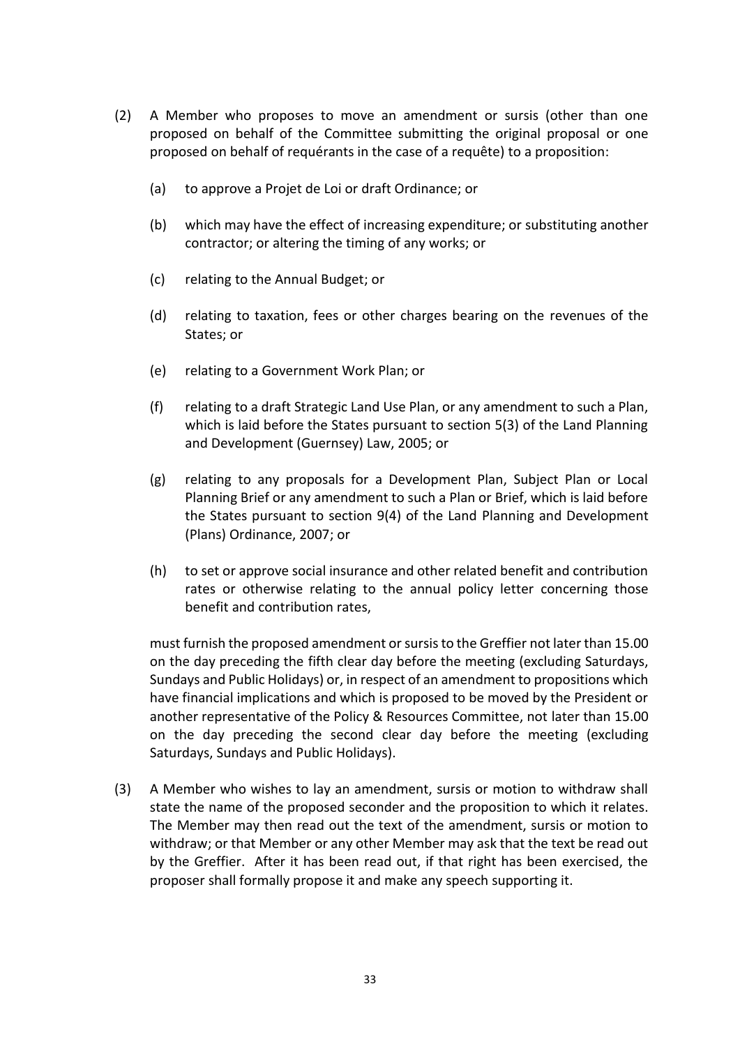(2) A Member who proposes to move an amendment or sursis (other than one proposed on behalf of the Committee submitting the original proposal or one proposed on behalf of requérants in the case of a requête) to a proposition:

    (a) to approve a Projet de Loi or draft Ordinance; or

    (b) which may have the effect of increasing expenditure; or substituting another contractor; or altering the timing of any works; or

    (c) relating to the Annual Budget; or

    (d) relating to taxation, fees or other charges bearing on the revenues of the States; or

    (e) relating to a Government Work Plan; or

    (f) relating to a draft Strategic Land Use Plan, or any amendment to such a Plan, which is laid before the States pursuant to section 5(3) of the Land Planning and Development (Guernsey) Law, 2005; or

    (g) relating to any proposals for a Development Plan, Subject Plan or Local Planning Brief or any amendment to such a Plan or Brief, which is laid before the States pursuant to section 9(4) of the Land Planning and Development (Plans) Ordinance, 2007; or

    (h) to set or approve social insurance and other related benefit and contribution rates or otherwise relating to the annual policy letter concerning those benefit and contribution rates,

    must furnish the proposed amendment or sursis to the Greffier not later than 15.00 on the day preceding the fifth clear day before the meeting (excluding Saturdays, Sundays and Public Holidays) or, in respect of an amendment to propositions which have financial implications and which is proposed to be moved by the President or another representative of the Policy & Resources Committee, not later than 15.00 on the day preceding the second clear day before the meeting (excluding Saturdays, Sundays and Public Holidays).

(3) A Member who wishes to lay an amendment, sursis or motion to withdraw shall state the name of the proposed seconder and the proposition to which it relates. The Member may then read out the text of the amendment, sursis or motion to withdraw; or that Member or any other Member may ask that the text be read out by the Greffier. After it has been read out, if that right has been exercised, the proposer shall formally propose it and make any speech supporting it.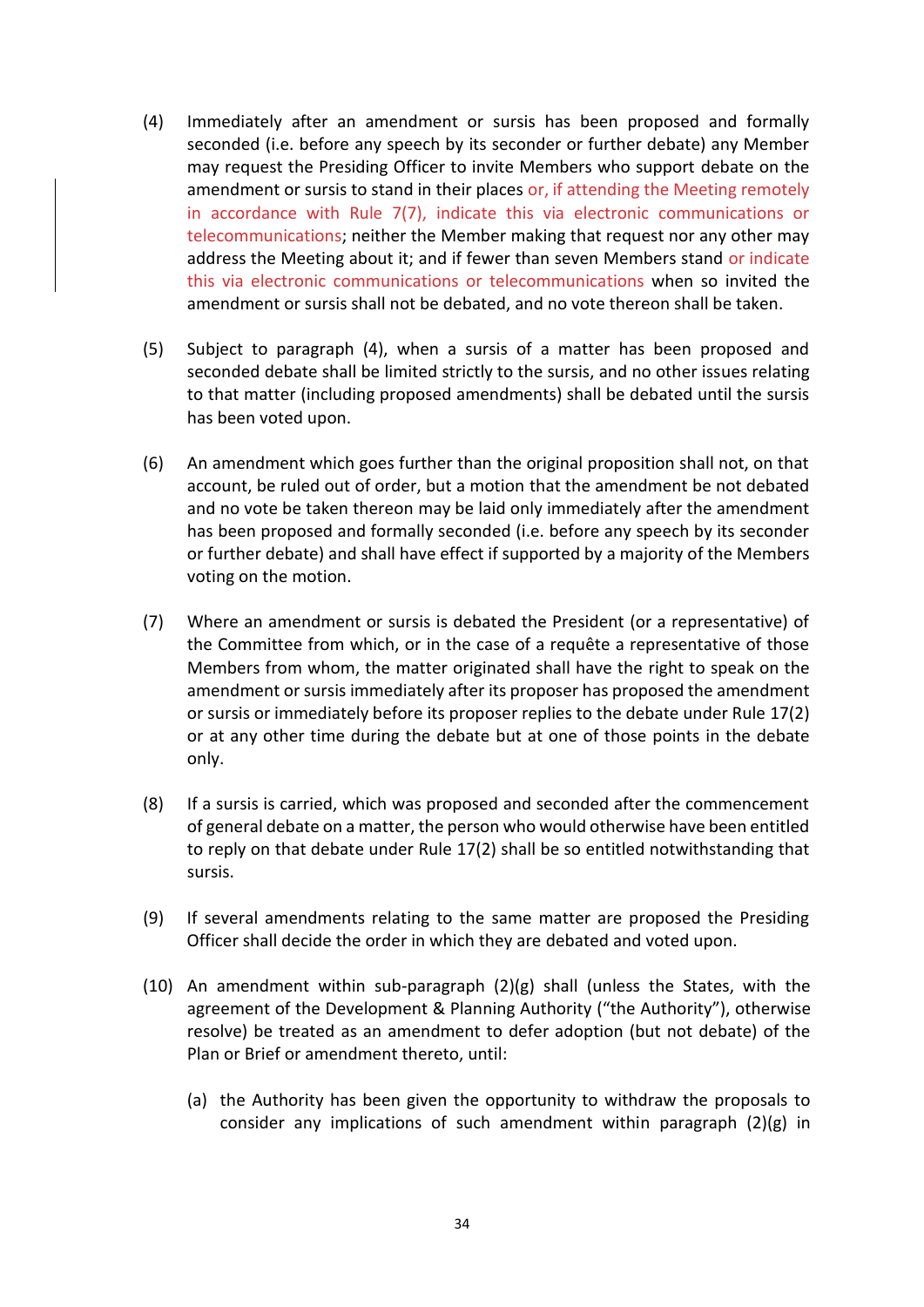(4) Immediately after an amendment or sursis has been proposed and formally seconded (i.e. before any speech by its seconder or further debate) any Member may request the Presiding Officer to invite Members who support debate on the amendment or sursis to stand in their places or, if attending the Meeting remotely in accordance with Rule 7(7), indicate this via electronic communications or telecommunications; neither the Member making that request nor any other may address the Meeting about it; and if fewer than seven Members stand or indicate this via electronic communications or telecommunications when so invited the amendment or sursis shall not be debated, and no vote thereon shall be taken.

(5) Subject to paragraph (4), when a sursis of a matter has been proposed and seconded debate shall be limited strictly to the sursis, and no other issues relating to that matter (including proposed amendments) shall be debated until the sursis has been voted upon.

(6) An amendment which goes further than the original proposition shall not, on that account, be ruled out of order, but a motion that the amendment be not debated and no vote be taken thereon may be laid only immediately after the amendment has been proposed and formally seconded (i.e. before any speech by its seconder or further debate) and shall have effect if supported by a majority of the Members voting on the motion.

(7) Where an amendment or sursis is debated the President (or a representative) of the Committee from which, or in the case of a requête a representative of those Members from whom, the matter originated shall have the right to speak on the amendment or sursis immediately after its proposer has proposed the amendment or sursis or immediately before its proposer replies to the debate under Rule 17(2) or at any other time during the debate but at one of those points in the debate only.

(8) If a sursis is carried, which was proposed and seconded after the commencement of general debate on a matter, the person who would otherwise have been entitled to reply on that debate under Rule 17(2) shall be so entitled notwithstanding that sursis.

(9) If several amendments relating to the same matter are proposed the Presiding Officer shall decide the order in which they are debated and voted upon.

(10) An amendment within sub-paragraph (2)(g) shall (unless the States, with the agreement of the Development & Planning Authority ("the Authority"), otherwise resolve) be treated as an amendment to defer adoption (but not debate) of the Plan or Brief or amendment thereto, until:

   (a) the Authority has been given the opportunity to withdraw the proposals to consider any implications of such amendment within paragraph (2)(g) in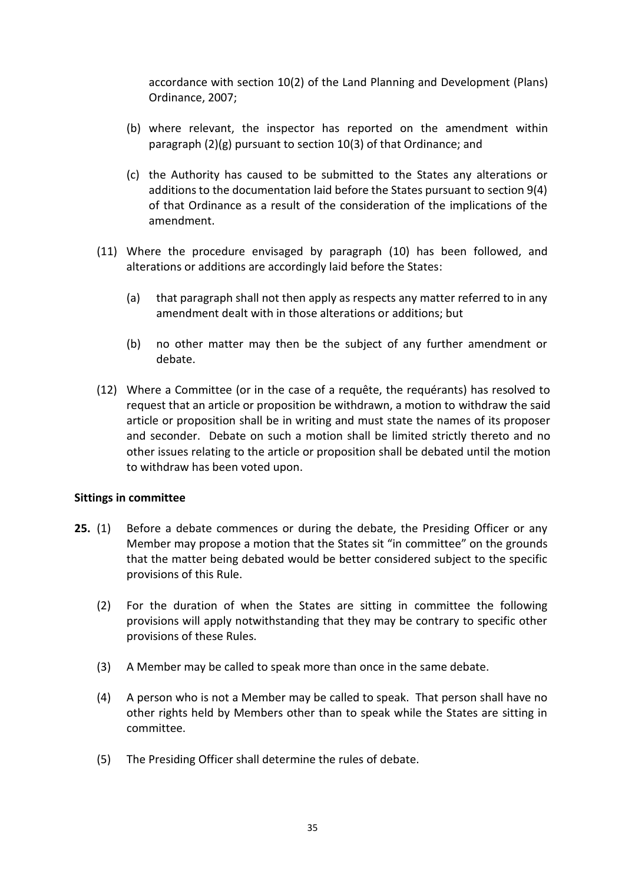accordance with section 10(2) of the Land Planning and Development (Plans) Ordinance, 2007;

(b) where relevant, the inspector has reported on the amendment within paragraph (2)(g) pursuant to section 10(3) of that Ordinance; and

(c) the Authority has caused to be submitted to the States any alterations or additions to the documentation laid before the States pursuant to section 9(4) of that Ordinance as a result of the consideration of the implications of the amendment.

(11) Where the procedure envisaged by paragraph (10) has been followed, and alterations or additions are accordingly laid before the States:

(a) that paragraph shall not then apply as respects any matter referred to in any amendment dealt with in those alterations or additions; but

(b) no other matter may then be the subject of any further amendment or debate.

(12) Where a Committee (or in the case of a requête, the requérants) has resolved to request that an article or proposition be withdrawn, a motion to withdraw the said article or proposition shall be in writing and must state the names of its proposer and seconder. Debate on such a motion shall be limited strictly thereto and no other issues relating to the article or proposition shall be debated until the motion to withdraw has been voted upon.

**Sittings in committee**

**25.** (1) Before a debate commences or during the debate, the Presiding Officer or any Member may propose a motion that the States sit "in committee" on the grounds that the matter being debated would be better considered subject to the specific provisions of this Rule.

(2) For the duration of when the States are sitting in committee the following provisions will apply notwithstanding that they may be contrary to specific other provisions of these Rules.

(3) A Member may be called to speak more than once in the same debate.

(4) A person who is not a Member may be called to speak. That person shall have no other rights held by Members other than to speak while the States are sitting in committee.

(5) The Presiding Officer shall determine the rules of debate.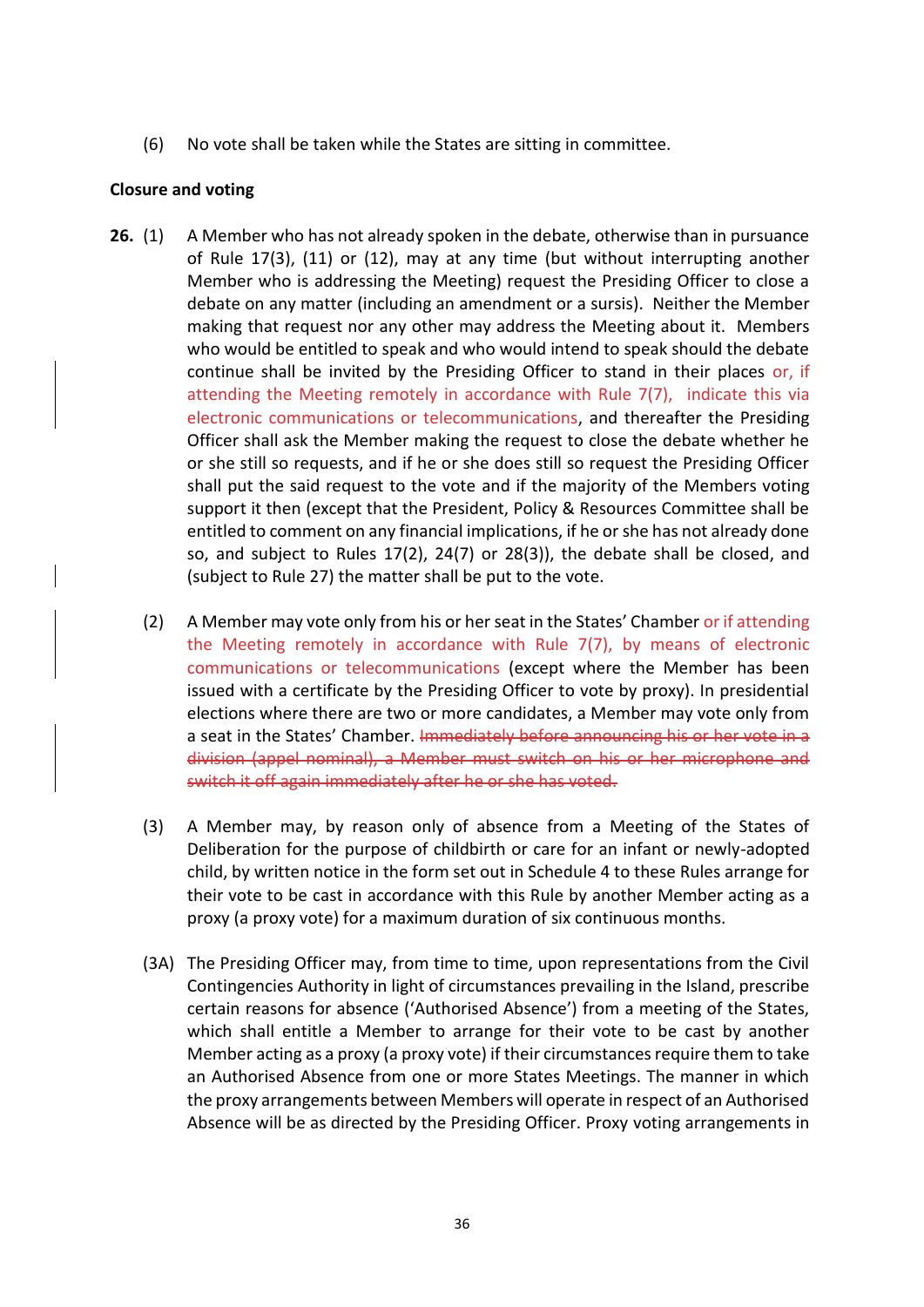(6) No vote shall be taken while the States are sitting in committee.

**Closure and voting**

**26.** (1) A Member who has not already spoken in the debate, otherwise than in pursuance of Rule 17(3), (11) or (12), may at any time (but without interrupting another Member who is addressing the Meeting) request the Presiding Officer to close a debate on any matter (including an amendment or a sursis). Neither the Member making that request nor any other may address the Meeting about it. Members who would be entitled to speak and who would intend to speak should the debate continue shall be invited by the Presiding Officer to stand in their places or, if attending the Meeting remotely in accordance with Rule 7(7), indicate this via electronic communications or telecommunications, and thereafter the Presiding Officer shall ask the Member making the request to close the debate whether he or she still so requests, and if he or she does still so request the Presiding Officer shall put the said request to the vote and if the majority of the Members voting support it then (except that the President, Policy & Resources Committee shall be entitled to comment on any financial implications, if he or she has not already done so, and subject to Rules 17(2), 24(7) or 28(3)), the debate shall be closed, and (subject to Rule 27) the matter shall be put to the vote.

(2) A Member may vote only from his or her seat in the States' Chamber or if attending the Meeting remotely in accordance with Rule 7(7), by means of electronic communications or telecommunications (except where the Member has been issued with a certificate by the Presiding Officer to vote by proxy). In presidential elections where there are two or more candidates, a Member may vote only from a seat in the States' Chamber. ~~Immediately before announcing his or her vote in a division (appel nominal), a Member must switch on his or her microphone and switch it off again immediately after he or she has voted.~~

(3) A Member may, by reason only of absence from a Meeting of the States of Deliberation for the purpose of childbirth or care for an infant or newly-adopted child, by written notice in the form set out in Schedule 4 to these Rules arrange for their vote to be cast in accordance with this Rule by another Member acting as a proxy (a proxy vote) for a maximum duration of six continuous months.

(3A) The Presiding Officer may, from time to time, upon representations from the Civil Contingencies Authority in light of circumstances prevailing in the Island, prescribe certain reasons for absence ('Authorised Absence') from a meeting of the States, which shall entitle a Member to arrange for their vote to be cast by another Member acting as a proxy (a proxy vote) if their circumstances require them to take an Authorised Absence from one or more States Meetings. The manner in which the proxy arrangements between Members will operate in respect of an Authorised Absence will be as directed by the Presiding Officer. Proxy voting arrangements in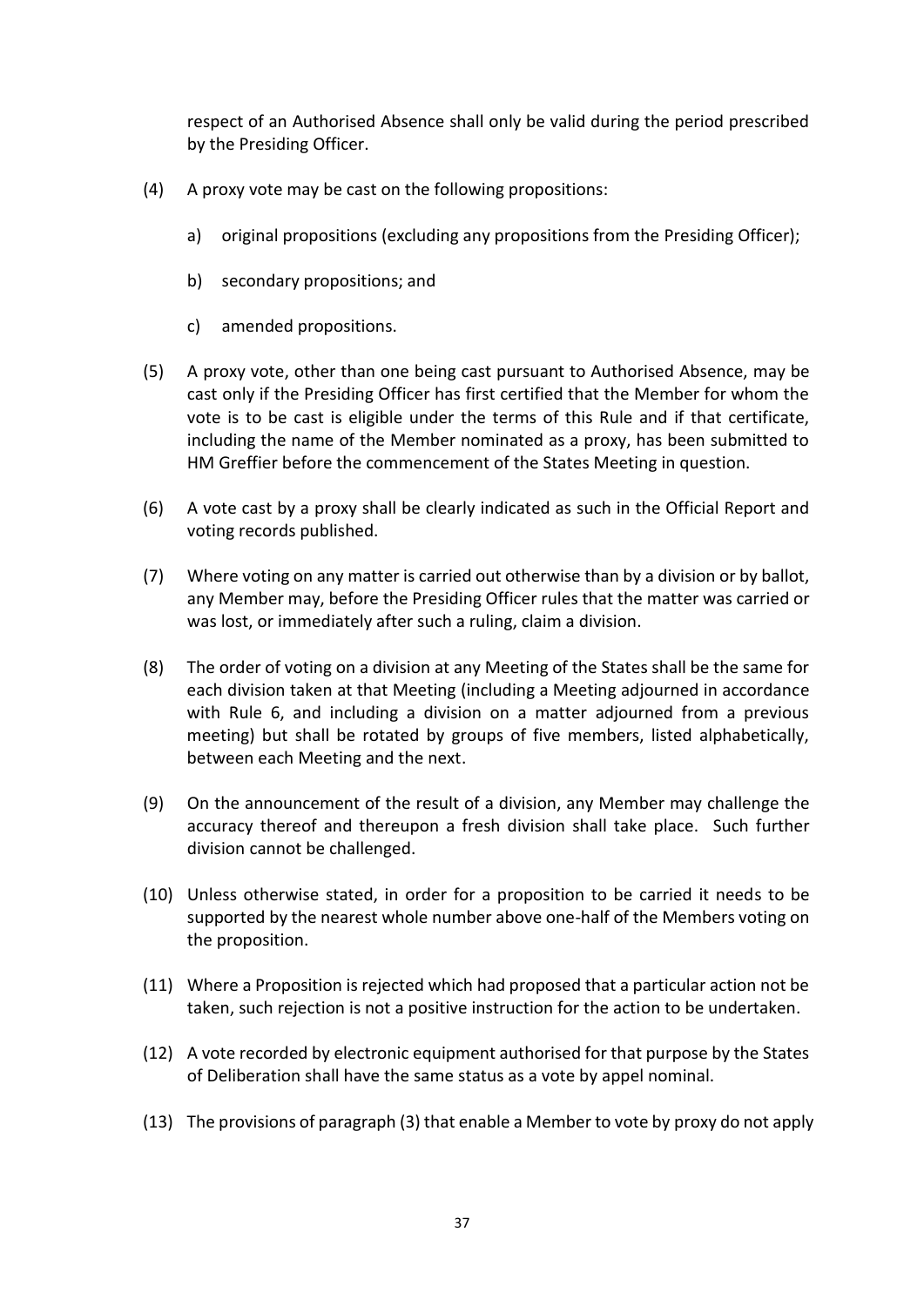respect of an Authorised Absence shall only be valid during the period prescribed by the Presiding Officer.

(4) A proxy vote may be cast on the following propositions:

  a) original propositions (excluding any propositions from the Presiding Officer);

  b) secondary propositions; and

  c) amended propositions.

(5) A proxy vote, other than one being cast pursuant to Authorised Absence, may be cast only if the Presiding Officer has first certified that the Member for whom the vote is to be cast is eligible under the terms of this Rule and if that certificate, including the name of the Member nominated as a proxy, has been submitted to HM Greffier before the commencement of the States Meeting in question.

(6) A vote cast by a proxy shall be clearly indicated as such in the Official Report and voting records published.

(7) Where voting on any matter is carried out otherwise than by a division or by ballot, any Member may, before the Presiding Officer rules that the matter was carried or was lost, or immediately after such a ruling, claim a division.

(8) The order of voting on a division at any Meeting of the States shall be the same for each division taken at that Meeting (including a Meeting adjourned in accordance with Rule 6, and including a division on a matter adjourned from a previous meeting) but shall be rotated by groups of five members, listed alphabetically, between each Meeting and the next.

(9) On the announcement of the result of a division, any Member may challenge the accuracy thereof and thereupon a fresh division shall take place. Such further division cannot be challenged.

(10) Unless otherwise stated, in order for a proposition to be carried it needs to be supported by the nearest whole number above one-half of the Members voting on the proposition.

(11) Where a Proposition is rejected which had proposed that a particular action not be taken, such rejection is not a positive instruction for the action to be undertaken.

(12) A vote recorded by electronic equipment authorised for that purpose by the States of Deliberation shall have the same status as a vote by appel nominal.

(13) The provisions of paragraph (3) that enable a Member to vote by proxy do not apply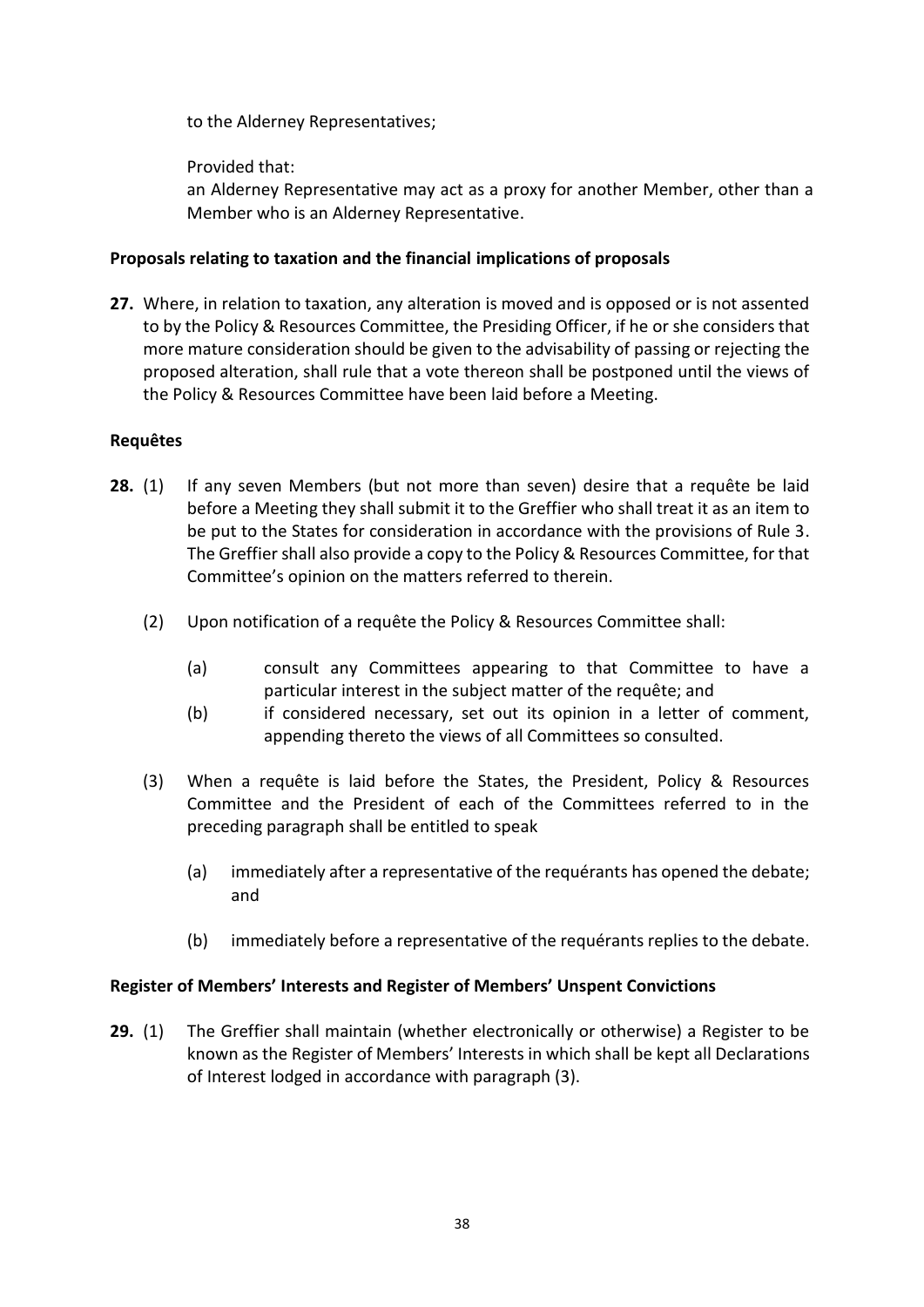to the Alderney Representatives;

Provided that:

an Alderney Representative may act as a proxy for another Member, other than a Member who is an Alderney Representative.

**Proposals relating to taxation and the financial implications of proposals**

**27.** Where, in relation to taxation, any alteration is moved and is opposed or is not assented to by the Policy & Resources Committee, the Presiding Officer, if he or she considers that more mature consideration should be given to the advisability of passing or rejecting the proposed alteration, shall rule that a vote thereon shall be postponed until the views of the Policy & Resources Committee have been laid before a Meeting.

**Requêtes**

**28.** (1) If any seven Members (but not more than seven) desire that a requête be laid before a Meeting they shall submit it to the Greffier who shall treat it as an item to be put to the States for consideration in accordance with the provisions of Rule 3. The Greffier shall also provide a copy to the Policy & Resources Committee, for that Committee's opinion on the matters referred to therein.

(2) Upon notification of a requête the Policy & Resources Committee shall:

(a) consult any Committees appearing to that Committee to have a particular interest in the subject matter of the requête; and

(b) if considered necessary, set out its opinion in a letter of comment, appending thereto the views of all Committees so consulted.

(3) When a requête is laid before the States, the President, Policy & Resources Committee and the President of each of the Committees referred to in the preceding paragraph shall be entitled to speak

(a) immediately after a representative of the requérants has opened the debate; and

(b) immediately before a representative of the requérants replies to the debate.

**Register of Members' Interests and Register of Members' Unspent Convictions**

**29.** (1) The Greffier shall maintain (whether electronically or otherwise) a Register to be known as the Register of Members' Interests in which shall be kept all Declarations of Interest lodged in accordance with paragraph (3).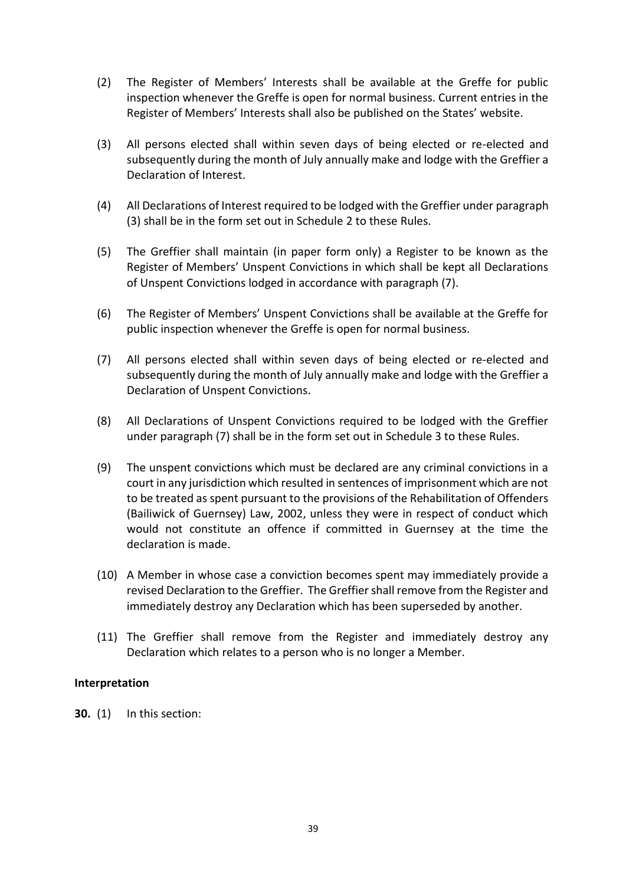(2) The Register of Members' Interests shall be available at the Greffe for public inspection whenever the Greffe is open for normal business. Current entries in the Register of Members' Interests shall also be published on the States' website.

(3) All persons elected shall within seven days of being elected or re-elected and subsequently during the month of July annually make and lodge with the Greffier a Declaration of Interest.

(4) All Declarations of Interest required to be lodged with the Greffier under paragraph (3) shall be in the form set out in Schedule 2 to these Rules.

(5) The Greffier shall maintain (in paper form only) a Register to be known as the Register of Members' Unspent Convictions in which shall be kept all Declarations of Unspent Convictions lodged in accordance with paragraph (7).

(6) The Register of Members' Unspent Convictions shall be available at the Greffe for public inspection whenever the Greffe is open for normal business.

(7) All persons elected shall within seven days of being elected or re-elected and subsequently during the month of July annually make and lodge with the Greffier a Declaration of Unspent Convictions.

(8) All Declarations of Unspent Convictions required to be lodged with the Greffier under paragraph (7) shall be in the form set out in Schedule 3 to these Rules.

(9) The unspent convictions which must be declared are any criminal convictions in a court in any jurisdiction which resulted in sentences of imprisonment which are not to be treated as spent pursuant to the provisions of the Rehabilitation of Offenders (Bailiwick of Guernsey) Law, 2002, unless they were in respect of conduct which would not constitute an offence if committed in Guernsey at the time the declaration is made.

(10) A Member in whose case a conviction becomes spent may immediately provide a revised Declaration to the Greffier. The Greffier shall remove from the Register and immediately destroy any Declaration which has been superseded by another.

(11) The Greffier shall remove from the Register and immediately destroy any Declaration which relates to a person who is no longer a Member.

**Interpretation**

**30.** (1) In this section: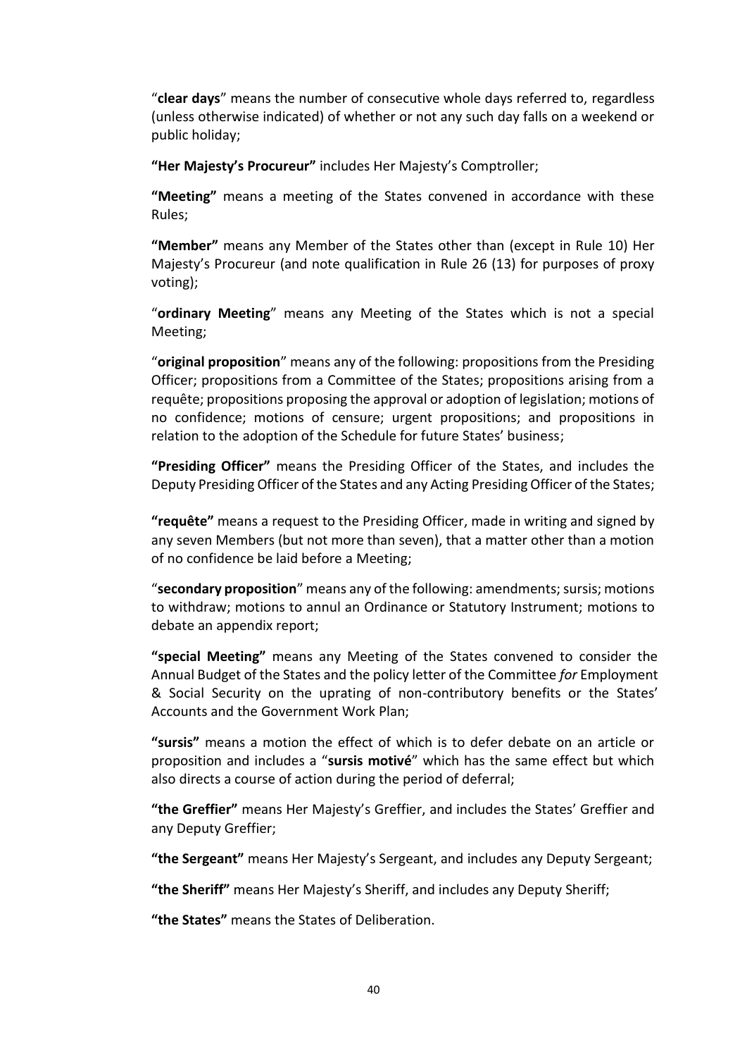"**clear days**" means the number of consecutive whole days referred to, regardless (unless otherwise indicated) of whether or not any such day falls on a weekend or public holiday;

**"Her Majesty's Procureur"** includes Her Majesty's Comptroller;

**"Meeting"** means a meeting of the States convened in accordance with these Rules;

**"Member"** means any Member of the States other than (except in Rule 10) Her Majesty's Procureur (and note qualification in Rule 26 (13) for purposes of proxy voting);

"**ordinary Meeting**" means any Meeting of the States which is not a special Meeting;

"**original proposition**" means any of the following: propositions from the Presiding Officer; propositions from a Committee of the States; propositions arising from a requête; propositions proposing the approval or adoption of legislation; motions of no confidence; motions of censure; urgent propositions; and propositions in relation to the adoption of the Schedule for future States' business;

**"Presiding Officer"** means the Presiding Officer of the States, and includes the Deputy Presiding Officer of the States and any Acting Presiding Officer of the States;

**"requête"** means a request to the Presiding Officer, made in writing and signed by any seven Members (but not more than seven), that a matter other than a motion of no confidence be laid before a Meeting;

"**secondary proposition**" means any of the following: amendments; sursis; motions to withdraw; motions to annul an Ordinance or Statutory Instrument; motions to debate an appendix report;

**"special Meeting"** means any Meeting of the States convened to consider the Annual Budget of the States and the policy letter of the Committee *for* Employment & Social Security on the uprating of non-contributory benefits or the States' Accounts and the Government Work Plan;

**"sursis"** means a motion the effect of which is to defer debate on an article or proposition and includes a "**sursis motivé**" which has the same effect but which also directs a course of action during the period of deferral;

**"the Greffier"** means Her Majesty's Greffier, and includes the States' Greffier and any Deputy Greffier;

**"the Sergeant"** means Her Majesty's Sergeant, and includes any Deputy Sergeant;

**"the Sheriff"** means Her Majesty's Sheriff, and includes any Deputy Sheriff;

**"the States"** means the States of Deliberation.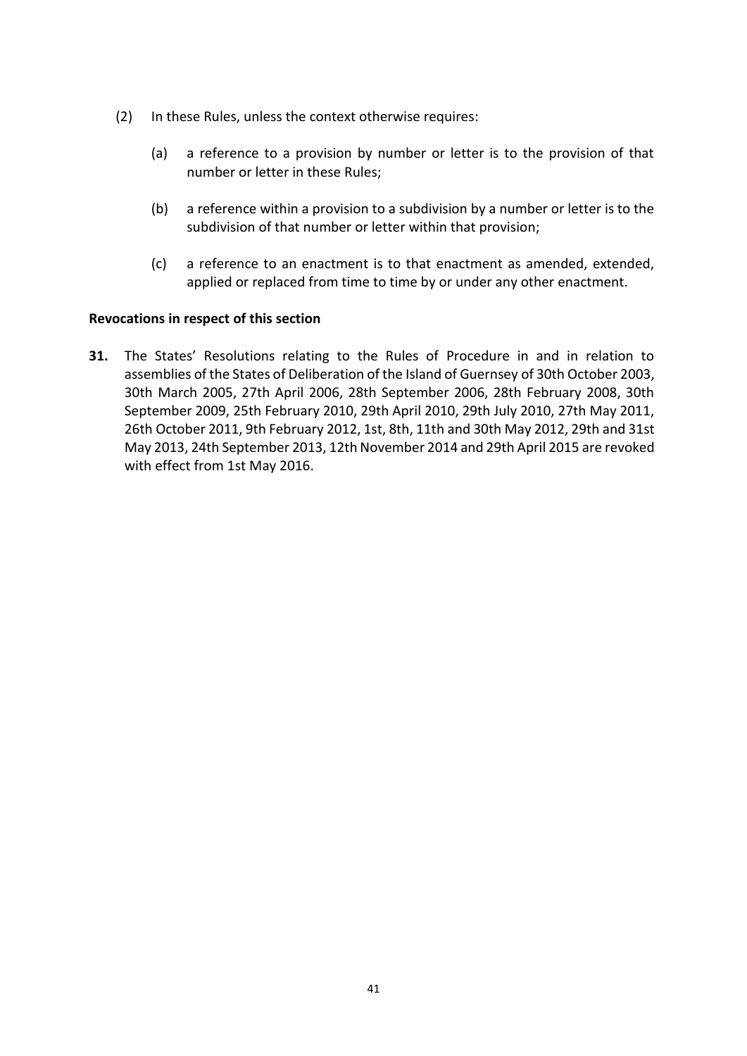(2) In these Rules, unless the context otherwise requires:

(a) a reference to a provision by number or letter is to the provision of that number or letter in these Rules;

(b) a reference within a provision to a subdivision by a number or letter is to the subdivision of that number or letter within that provision;

(c) a reference to an enactment is to that enactment as amended, extended, applied or replaced from time to time by or under any other enactment.

**Revocations in respect of this section**

**31.** The States' Resolutions relating to the Rules of Procedure in and in relation to assemblies of the States of Deliberation of the Island of Guernsey of 30th October 2003, 30th March 2005, 27th April 2006, 28th September 2006, 28th February 2008, 30th September 2009, 25th February 2010, 29th April 2010, 29th July 2010, 27th May 2011, 26th October 2011, 9th February 2012, 1st, 8th, 11th and 30th May 2012, 29th and 31st May 2013, 24th September 2013, 12th November 2014 and 29th April 2015 are revoked with effect from 1st May 2016.